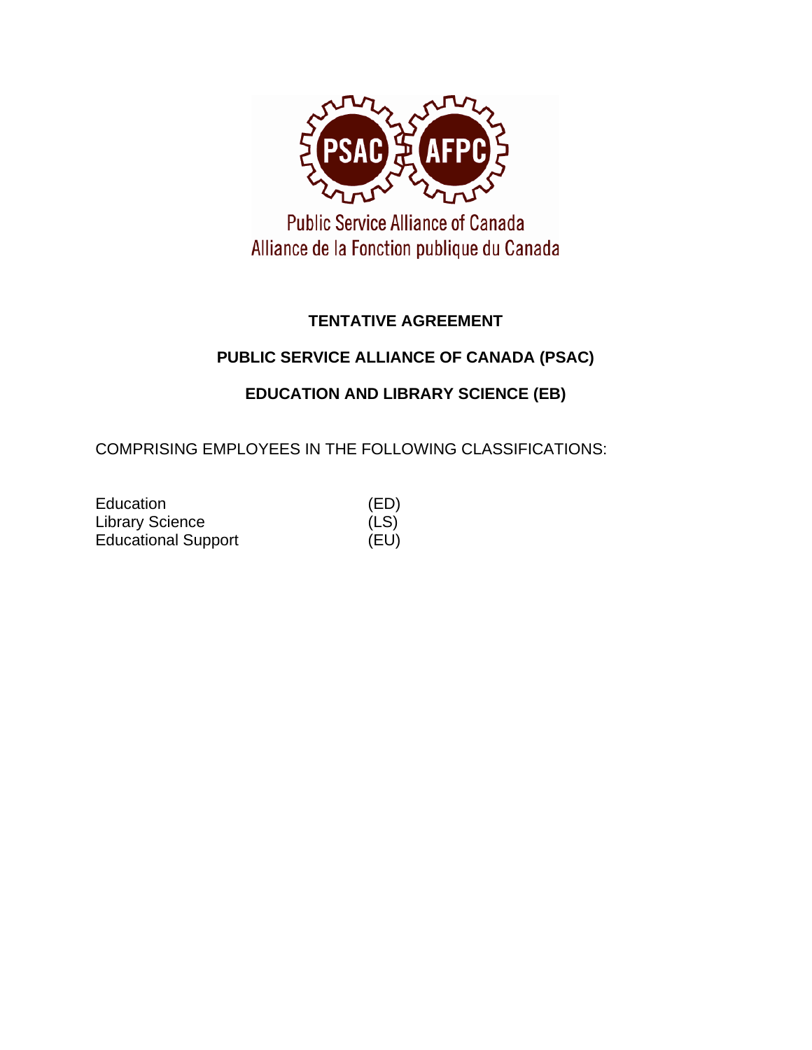Public Service Alliance of Canada

Alliance de la Fonction publique du Canada

# TENTATIVE AGREEMENT

## PUBLIC SERVICE ALLIANCE OF CANADA (PSAC)

## EDUCATION AND LIBRARY SCIENCE (EB)

COMPRISING EMPLOYEES IN THE FOLLOWING CLASSIFICATIONS:

| | |
|---|---|
| Education | (ED) |
| Library Science | (LS) |
| Educational Support | (EU) |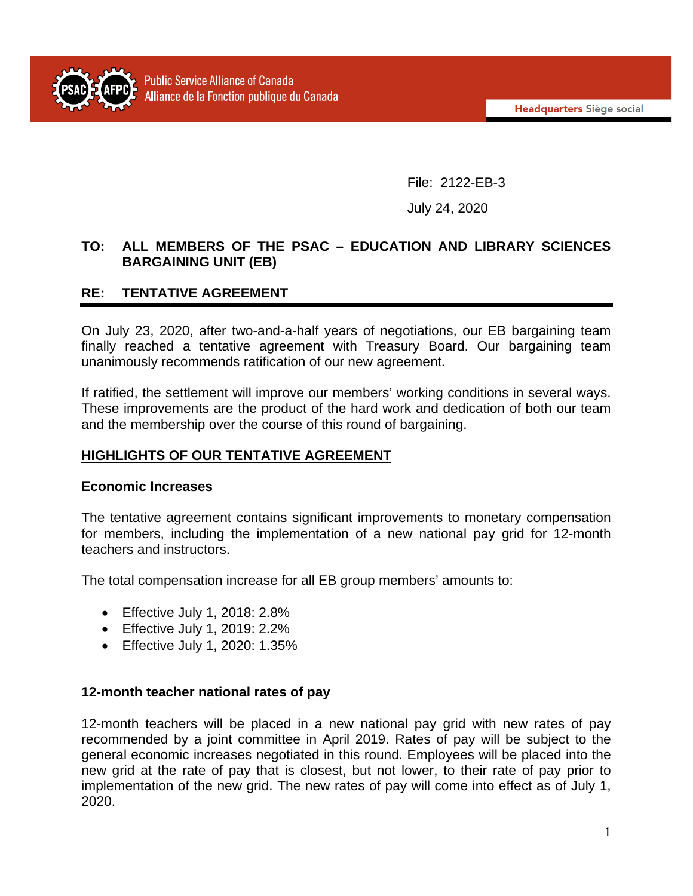Public Service Alliance of Canada
Alliance de la Fonction publique du Canada

**Headquarters** Siège social

File: 2122-EB-3

July 24, 2020

**TO: ALL MEMBERS OF THE PSAC – EDUCATION AND LIBRARY SCIENCES BARGAINING UNIT (EB)**

**RE: TENTATIVE AGREEMENT**

On July 23, 2020, after two-and-a-half years of negotiations, our EB bargaining team finally reached a tentative agreement with Treasury Board. Our bargaining team unanimously recommends ratification of our new agreement.

If ratified, the settlement will improve our members' working conditions in several ways. These improvements are the product of the hard work and dedication of both our team and the membership over the course of this round of bargaining.

## HIGHLIGHTS OF OUR TENTATIVE AGREEMENT

### Economic Increases

The tentative agreement contains significant improvements to monetary compensation for members, including the implementation of a new national pay grid for 12-month teachers and instructors.

The total compensation increase for all EB group members' amounts to:

- Effective July 1, 2018: 2.8%
- Effective July 1, 2019: 2.2%
- Effective July 1, 2020: 1.35%

### 12-month teacher national rates of pay

12-month teachers will be placed in a new national pay grid with new rates of pay recommended by a joint committee in April 2019. Rates of pay will be subject to the general economic increases negotiated in this round. Employees will be placed into the new grid at the rate of pay that is closest, but not lower, to their rate of pay prior to implementation of the new grid. The new rates of pay will come into effect as of July 1, 2020.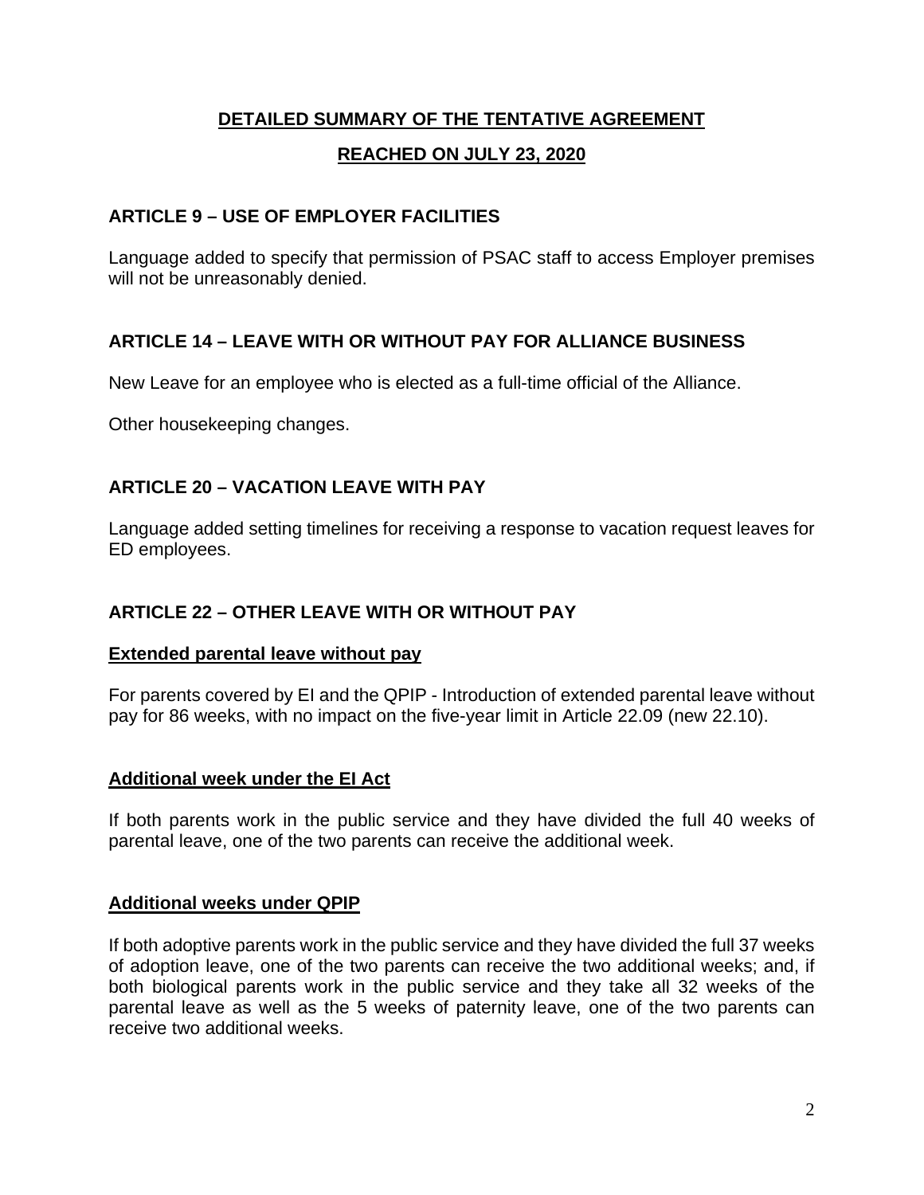# DETAILED SUMMARY OF THE TENTATIVE AGREEMENT

# REACHED ON JULY 23, 2020

## ARTICLE 9 – USE OF EMPLOYER FACILITIES

Language added to specify that permission of PSAC staff to access Employer premises will not be unreasonably denied.

## ARTICLE 14 – LEAVE WITH OR WITHOUT PAY FOR ALLIANCE BUSINESS

New Leave for an employee who is elected as a full-time official of the Alliance.

Other housekeeping changes.

## ARTICLE 20 – VACATION LEAVE WITH PAY

Language added setting timelines for receiving a response to vacation request leaves for ED employees.

## ARTICLE 22 – OTHER LEAVE WITH OR WITHOUT PAY

### Extended parental leave without pay

For parents covered by EI and the QPIP - Introduction of extended parental leave without pay for 86 weeks, with no impact on the five-year limit in Article 22.09 (new 22.10).

### Additional week under the EI Act

If both parents work in the public service and they have divided the full 40 weeks of parental leave, one of the two parents can receive the additional week.

### Additional weeks under QPIP

If both adoptive parents work in the public service and they have divided the full 37 weeks of adoption leave, one of the two parents can receive the two additional weeks; and, if both biological parents work in the public service and they take all 32 weeks of the parental leave as well as the 5 weeks of paternity leave, one of the two parents can receive two additional weeks.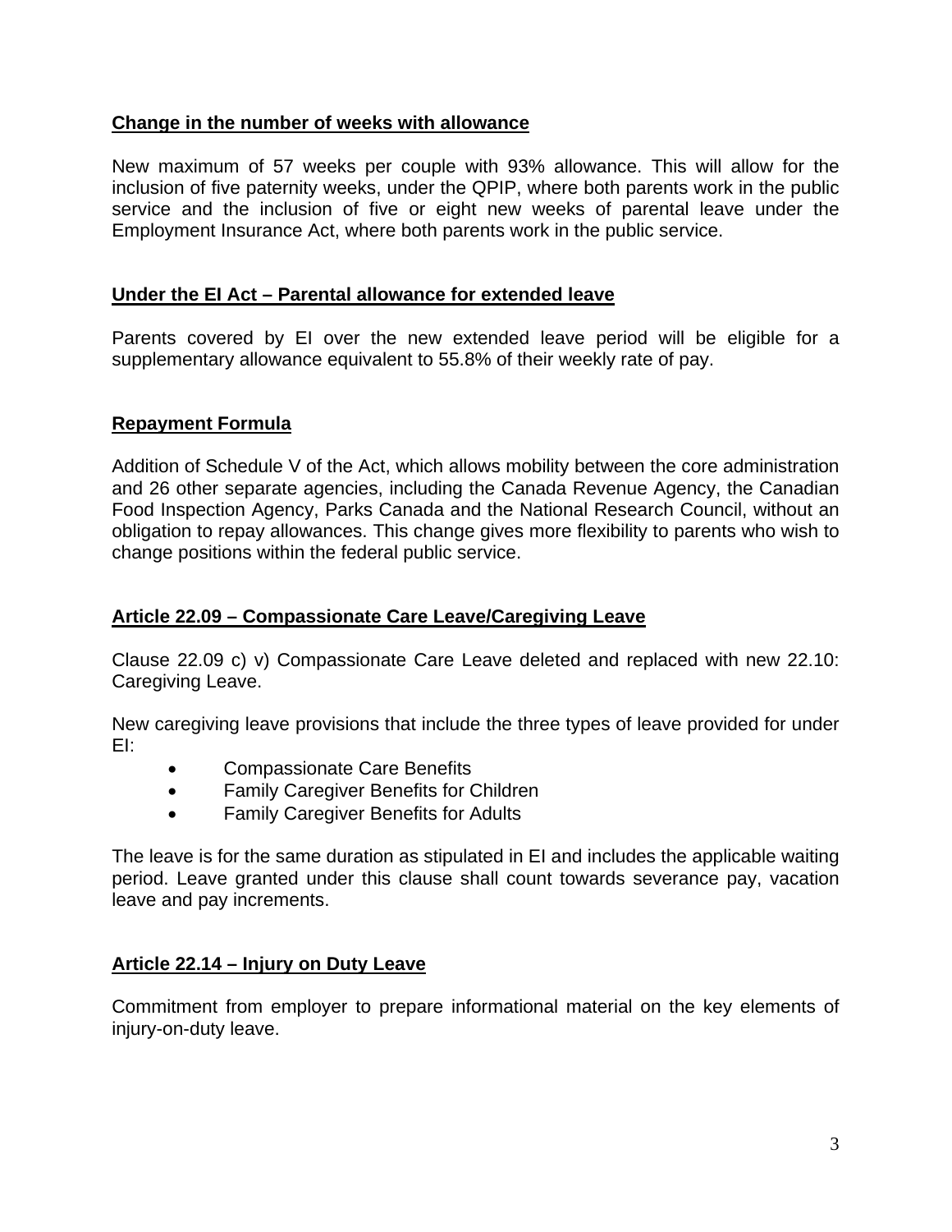## Change in the number of weeks with allowance

New maximum of 57 weeks per couple with 93% allowance. This will allow for the inclusion of five paternity weeks, under the QPIP, where both parents work in the public service and the inclusion of five or eight new weeks of parental leave under the Employment Insurance Act, where both parents work in the public service.

## Under the EI Act – Parental allowance for extended leave

Parents covered by EI over the new extended leave period will be eligible for a supplementary allowance equivalent to 55.8% of their weekly rate of pay.

## Repayment Formula

Addition of Schedule V of the Act, which allows mobility between the core administration and 26 other separate agencies, including the Canada Revenue Agency, the Canadian Food Inspection Agency, Parks Canada and the National Research Council, without an obligation to repay allowances. This change gives more flexibility to parents who wish to change positions within the federal public service.

## Article 22.09 – Compassionate Care Leave/Caregiving Leave

Clause 22.09 c) v) Compassionate Care Leave deleted and replaced with new 22.10: Caregiving Leave.

New caregiving leave provisions that include the three types of leave provided for under EI:

- Compassionate Care Benefits
- Family Caregiver Benefits for Children
- Family Caregiver Benefits for Adults

The leave is for the same duration as stipulated in EI and includes the applicable waiting period. Leave granted under this clause shall count towards severance pay, vacation leave and pay increments.

## Article 22.14 – Injury on Duty Leave

Commitment from employer to prepare informational material on the key elements of injury-on-duty leave.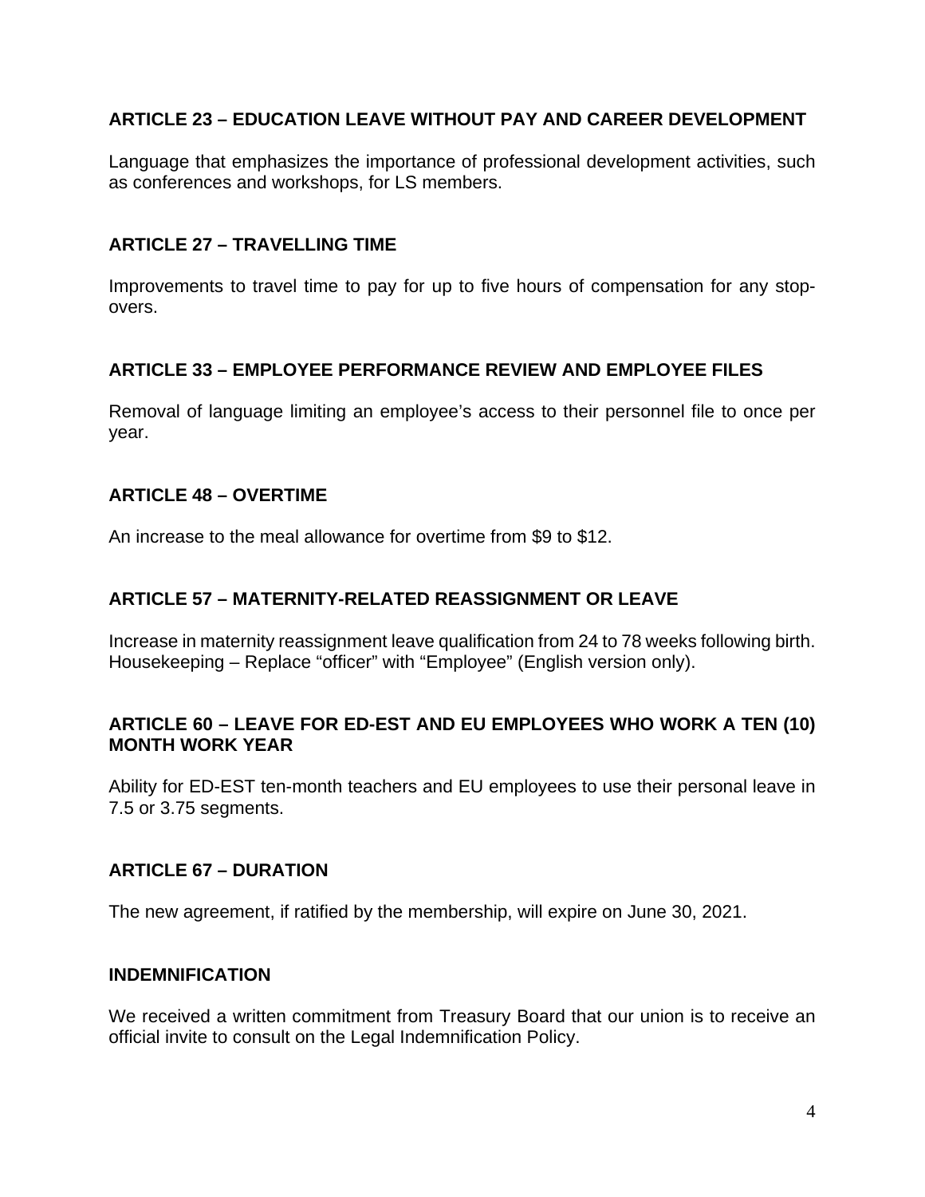### ARTICLE 23 – EDUCATION LEAVE WITHOUT PAY AND CAREER DEVELOPMENT

Language that emphasizes the importance of professional development activities, such as conferences and workshops, for LS members.

### ARTICLE 27 – TRAVELLING TIME

Improvements to travel time to pay for up to five hours of compensation for any stop-overs.

### ARTICLE 33 – EMPLOYEE PERFORMANCE REVIEW AND EMPLOYEE FILES

Removal of language limiting an employee's access to their personnel file to once per year.

### ARTICLE 48 – OVERTIME

An increase to the meal allowance for overtime from $9 to $12.

### ARTICLE 57 – MATERNITY-RELATED REASSIGNMENT OR LEAVE

Increase in maternity reassignment leave qualification from 24 to 78 weeks following birth.
Housekeeping – Replace "officer" with "Employee" (English version only).

### ARTICLE 60 – LEAVE FOR ED-EST AND EU EMPLOYEES WHO WORK A TEN (10) MONTH WORK YEAR

Ability for ED-EST ten-month teachers and EU employees to use their personal leave in 7.5 or 3.75 segments.

### ARTICLE 67 – DURATION

The new agreement, if ratified by the membership, will expire on June 30, 2021.

### INDEMNIFICATION

We received a written commitment from Treasury Board that our union is to receive an official invite to consult on the Legal Indemnification Policy.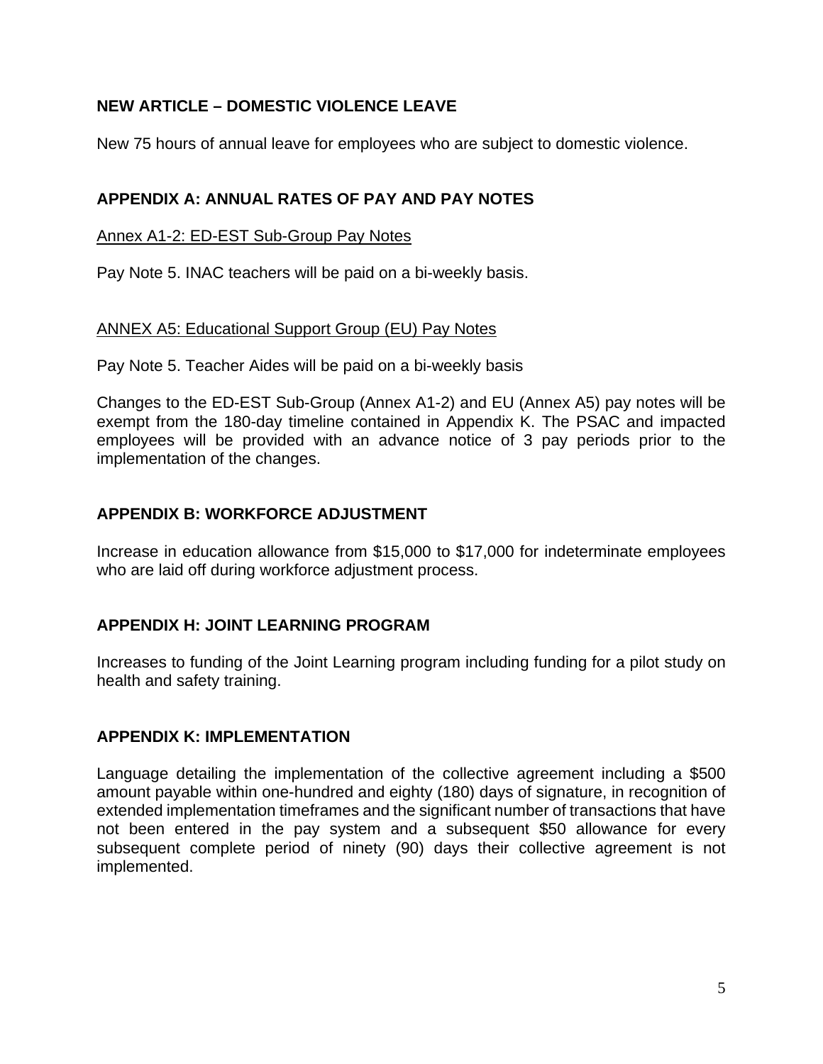## NEW ARTICLE – DOMESTIC VIOLENCE LEAVE

New 75 hours of annual leave for employees who are subject to domestic violence.

## APPENDIX A: ANNUAL RATES OF PAY AND PAY NOTES

Annex A1-2: ED-EST Sub-Group Pay Notes

Pay Note 5. INAC teachers will be paid on a bi-weekly basis.

ANNEX A5: Educational Support Group (EU) Pay Notes

Pay Note 5. Teacher Aides will be paid on a bi-weekly basis

Changes to the ED-EST Sub-Group (Annex A1-2) and EU (Annex A5) pay notes will be exempt from the 180-day timeline contained in Appendix K. The PSAC and impacted employees will be provided with an advance notice of 3 pay periods prior to the implementation of the changes.

## APPENDIX B: WORKFORCE ADJUSTMENT

Increase in education allowance from $15,000 to $17,000 for indeterminate employees who are laid off during workforce adjustment process.

## APPENDIX H: JOINT LEARNING PROGRAM

Increases to funding of the Joint Learning program including funding for a pilot study on health and safety training.

## APPENDIX K: IMPLEMENTATION

Language detailing the implementation of the collective agreement including a $500 amount payable within one-hundred and eighty (180) days of signature, in recognition of extended implementation timeframes and the significant number of transactions that have not been entered in the pay system and a subsequent $50 allowance for every subsequent complete period of ninety (90) days their collective agreement is not implemented.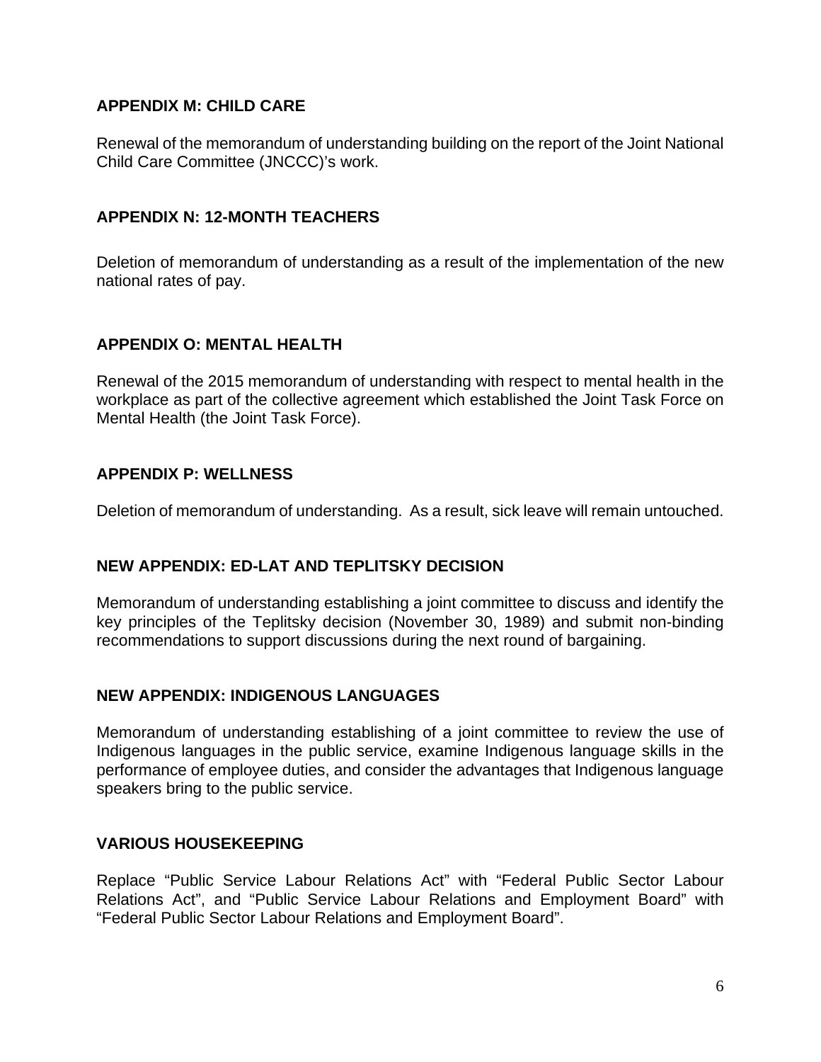## APPENDIX M: CHILD CARE

Renewal of the memorandum of understanding building on the report of the Joint National Child Care Committee (JNCCC)'s work.

## APPENDIX N: 12-MONTH TEACHERS

Deletion of memorandum of understanding as a result of the implementation of the new national rates of pay.

## APPENDIX O: MENTAL HEALTH

Renewal of the 2015 memorandum of understanding with respect to mental health in the workplace as part of the collective agreement which established the Joint Task Force on Mental Health (the Joint Task Force).

## APPENDIX P: WELLNESS

Deletion of memorandum of understanding. As a result, sick leave will remain untouched.

## NEW APPENDIX: ED-LAT AND TEPLITSKY DECISION

Memorandum of understanding establishing a joint committee to discuss and identify the key principles of the Teplitsky decision (November 30, 1989) and submit non-binding recommendations to support discussions during the next round of bargaining.

## NEW APPENDIX: INDIGENOUS LANGUAGES

Memorandum of understanding establishing of a joint committee to review the use of Indigenous languages in the public service, examine Indigenous language skills in the performance of employee duties, and consider the advantages that Indigenous language speakers bring to the public service.

## VARIOUS HOUSEKEEPING

Replace "Public Service Labour Relations Act" with "Federal Public Sector Labour Relations Act", and "Public Service Labour Relations and Employment Board" with "Federal Public Sector Labour Relations and Employment Board".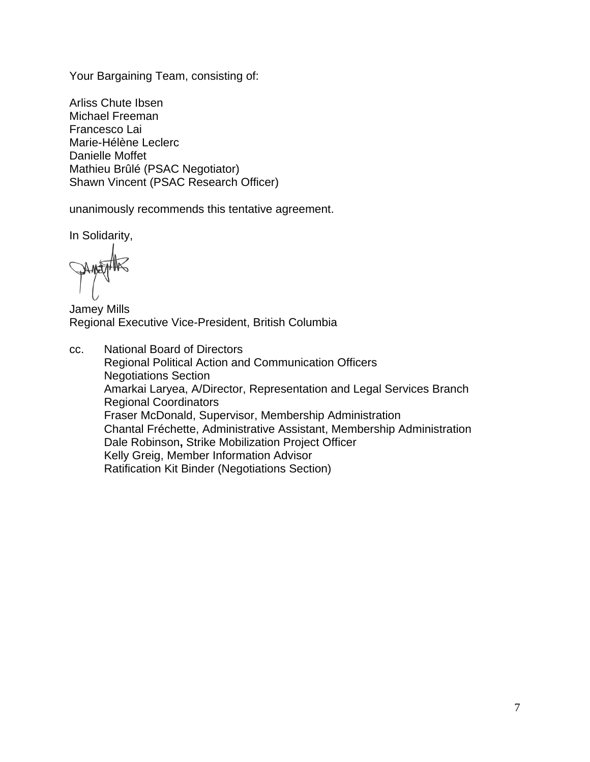Your Bargaining Team, consisting of:

Arliss Chute Ibsen
Michael Freeman
Francesco Lai
Marie-Hélène Leclerc
Danielle Moffet
Mathieu Brûlé (PSAC Negotiator)
Shawn Vincent (PSAC Research Officer)

unanimously recommends this tentative agreement.

In Solidarity,

Jamey Mills
Regional Executive Vice-President, British Columbia

cc. National Board of Directors
Regional Political Action and Communication Officers
Negotiations Section
Amarkai Laryea, A/Director, Representation and Legal Services Branch
Regional Coordinators
Fraser McDonald, Supervisor, Membership Administration
Chantal Fréchette, Administrative Assistant, Membership Administration
Dale Robinson**,** Strike Mobilization Project Officer
Kelly Greig, Member Information Advisor
Ratification Kit Binder (Negotiations Section)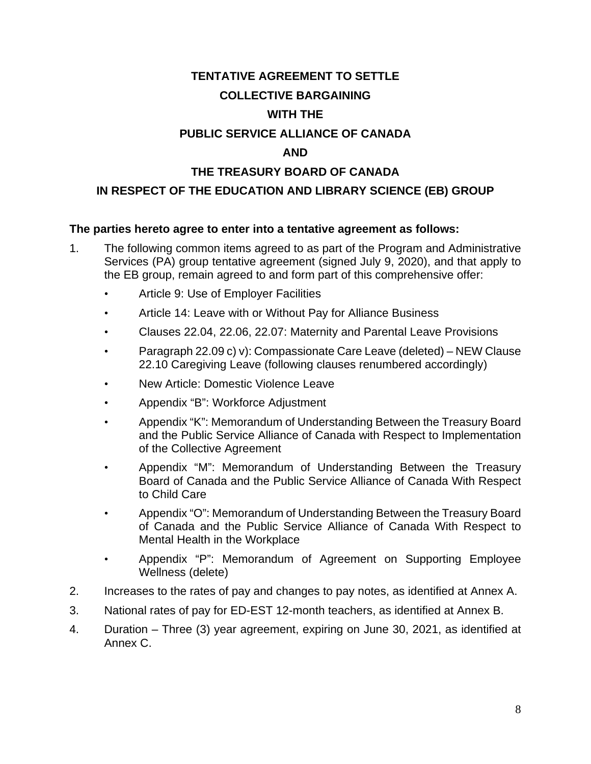# TENTATIVE AGREEMENT TO SETTLE COLLECTIVE BARGAINING WITH THE PUBLIC SERVICE ALLIANCE OF CANADA AND THE TREASURY BOARD OF CANADA IN RESPECT OF THE EDUCATION AND LIBRARY SCIENCE (EB) GROUP

**The parties hereto agree to enter into a tentative agreement as follows:**

1. The following common items agreed to as part of the Program and Administrative Services (PA) group tentative agreement (signed July 9, 2020), and that apply to the EB group, remain agreed to and form part of this comprehensive offer:
   - Article 9: Use of Employer Facilities
   - Article 14: Leave with or Without Pay for Alliance Business
   - Clauses 22.04, 22.06, 22.07: Maternity and Parental Leave Provisions
   - Paragraph 22.09 c) v): Compassionate Care Leave (deleted) – NEW Clause 22.10 Caregiving Leave (following clauses renumbered accordingly)
   - New Article: Domestic Violence Leave
   - Appendix "B": Workforce Adjustment
   - Appendix "K": Memorandum of Understanding Between the Treasury Board and the Public Service Alliance of Canada with Respect to Implementation of the Collective Agreement
   - Appendix "M": Memorandum of Understanding Between the Treasury Board of Canada and the Public Service Alliance of Canada With Respect to Child Care
   - Appendix "O": Memorandum of Understanding Between the Treasury Board of Canada and the Public Service Alliance of Canada With Respect to Mental Health in the Workplace
   - Appendix "P": Memorandum of Agreement on Supporting Employee Wellness (delete)
2. Increases to the rates of pay and changes to pay notes, as identified at Annex A.
3. National rates of pay for ED-EST 12-month teachers, as identified at Annex B.
4. Duration – Three (3) year agreement, expiring on June 30, 2021, as identified at Annex C.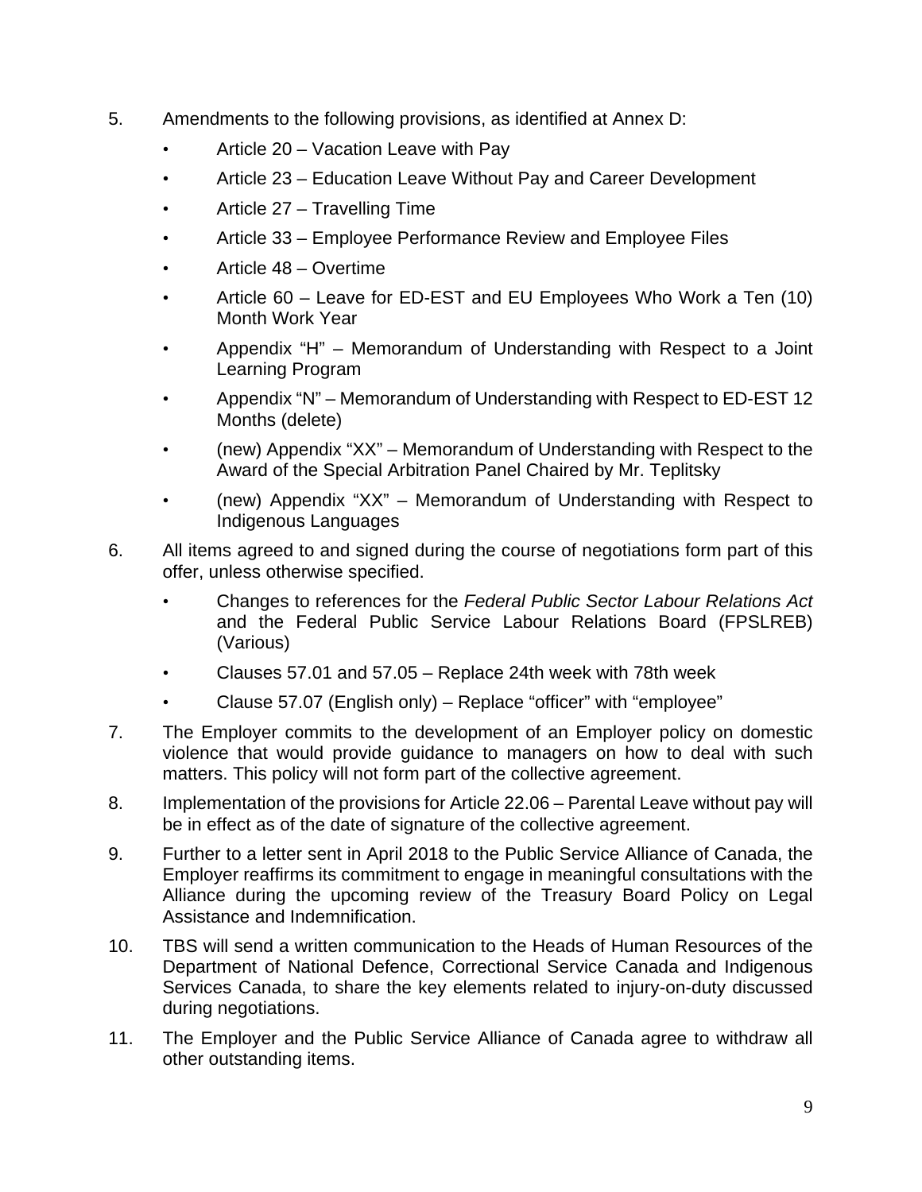5. Amendments to the following provisions, as identified at Annex D:
   - Article 20 – Vacation Leave with Pay
   - Article 23 – Education Leave Without Pay and Career Development
   - Article 27 – Travelling Time
   - Article 33 – Employee Performance Review and Employee Files
   - Article 48 – Overtime
   - Article 60 – Leave for ED-EST and EU Employees Who Work a Ten (10) Month Work Year
   - Appendix "H" – Memorandum of Understanding with Respect to a Joint Learning Program
   - Appendix "N" – Memorandum of Understanding with Respect to ED-EST 12 Months (delete)
   - (new) Appendix "XX" – Memorandum of Understanding with Respect to the Award of the Special Arbitration Panel Chaired by Mr. Teplitsky
   - (new) Appendix "XX" – Memorandum of Understanding with Respect to Indigenous Languages

6. All items agreed to and signed during the course of negotiations form part of this offer, unless otherwise specified.
   - Changes to references for the *Federal Public Sector Labour Relations Act* and the Federal Public Service Labour Relations Board (FPSLREB) (Various)
   - Clauses 57.01 and 57.05 – Replace 24th week with 78th week
   - Clause 57.07 (English only) – Replace "officer" with "employee"

7. The Employer commits to the development of an Employer policy on domestic violence that would provide guidance to managers on how to deal with such matters. This policy will not form part of the collective agreement.

8. Implementation of the provisions for Article 22.06 – Parental Leave without pay will be in effect as of the date of signature of the collective agreement.

9. Further to a letter sent in April 2018 to the Public Service Alliance of Canada, the Employer reaffirms its commitment to engage in meaningful consultations with the Alliance during the upcoming review of the Treasury Board Policy on Legal Assistance and Indemnification.

10. TBS will send a written communication to the Heads of Human Resources of the Department of National Defence, Correctional Service Canada and Indigenous Services Canada, to share the key elements related to injury-on-duty discussed during negotiations.

11. The Employer and the Public Service Alliance of Canada agree to withdraw all other outstanding items.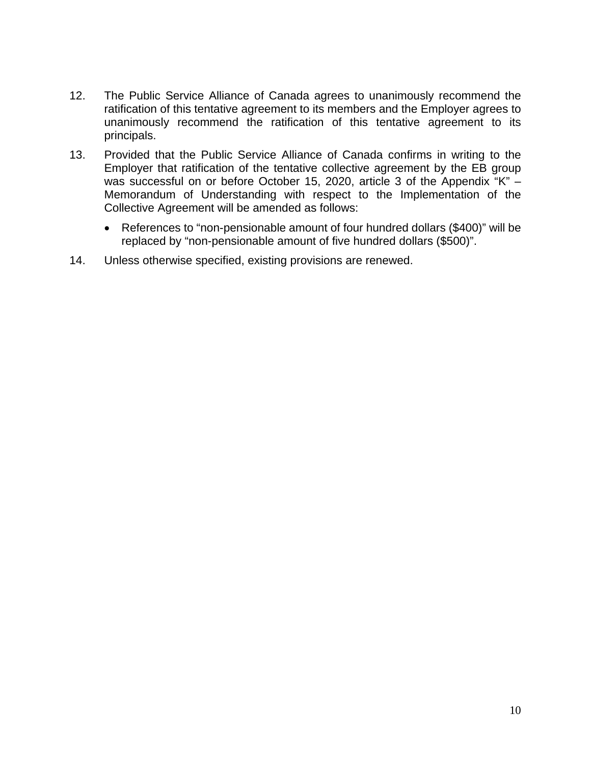12. The Public Service Alliance of Canada agrees to unanimously recommend the ratification of this tentative agreement to its members and the Employer agrees to unanimously recommend the ratification of this tentative agreement to its principals.

13. Provided that the Public Service Alliance of Canada confirms in writing to the Employer that ratification of the tentative collective agreement by the EB group was successful on or before October 15, 2020, article 3 of the Appendix "K" – Memorandum of Understanding with respect to the Implementation of the Collective Agreement will be amended as follows:

    - References to "non-pensionable amount of four hundred dollars ($400)" will be replaced by "non-pensionable amount of five hundred dollars ($500)".

14. Unless otherwise specified, existing provisions are renewed.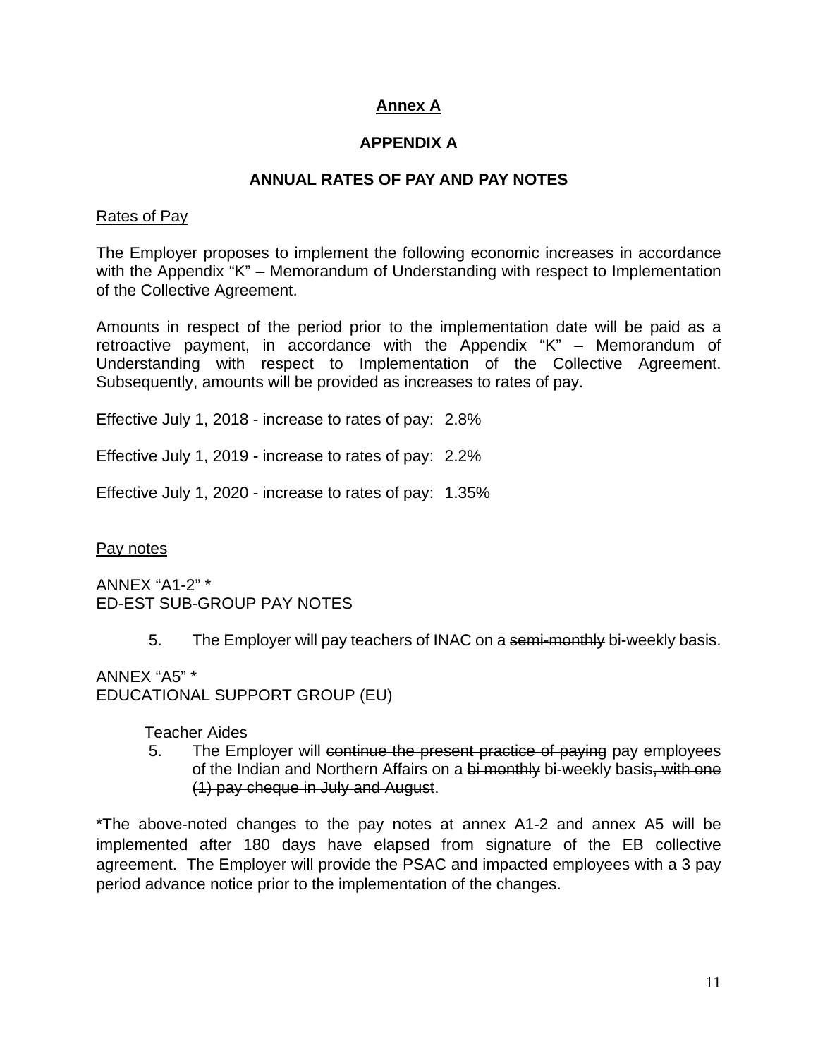## Annex A

## APPENDIX A

### ANNUAL RATES OF PAY AND PAY NOTES

Rates of Pay

The Employer proposes to implement the following economic increases in accordance with the Appendix "K" – Memorandum of Understanding with respect to Implementation of the Collective Agreement.

Amounts in respect of the period prior to the implementation date will be paid as a retroactive payment, in accordance with the Appendix "K" – Memorandum of Understanding with respect to Implementation of the Collective Agreement. Subsequently, amounts will be provided as increases to rates of pay.

Effective July 1, 2018 - increase to rates of pay: 2.8%

Effective July 1, 2019 - increase to rates of pay: 2.2%

Effective July 1, 2020 - increase to rates of pay: 1.35%

Pay notes

ANNEX "A1-2" *
ED-EST SUB-GROUP PAY NOTES

5. The Employer will pay teachers of INAC on a ~~semi-monthly~~ bi-weekly basis.

ANNEX "A5" *
EDUCATIONAL SUPPORT GROUP (EU)

Teacher Aides

5. The Employer will ~~continue the present practice of paying~~ pay employees of the Indian and Northern Affairs on a ~~bi monthly~~ bi-weekly basis~~, with one (1) pay cheque in July and August~~.

*The above-noted changes to the pay notes at annex A1-2 and annex A5 will be implemented after 180 days have elapsed from signature of the EB collective agreement. The Employer will provide the PSAC and impacted employees with a 3 pay period advance notice prior to the implementation of the changes.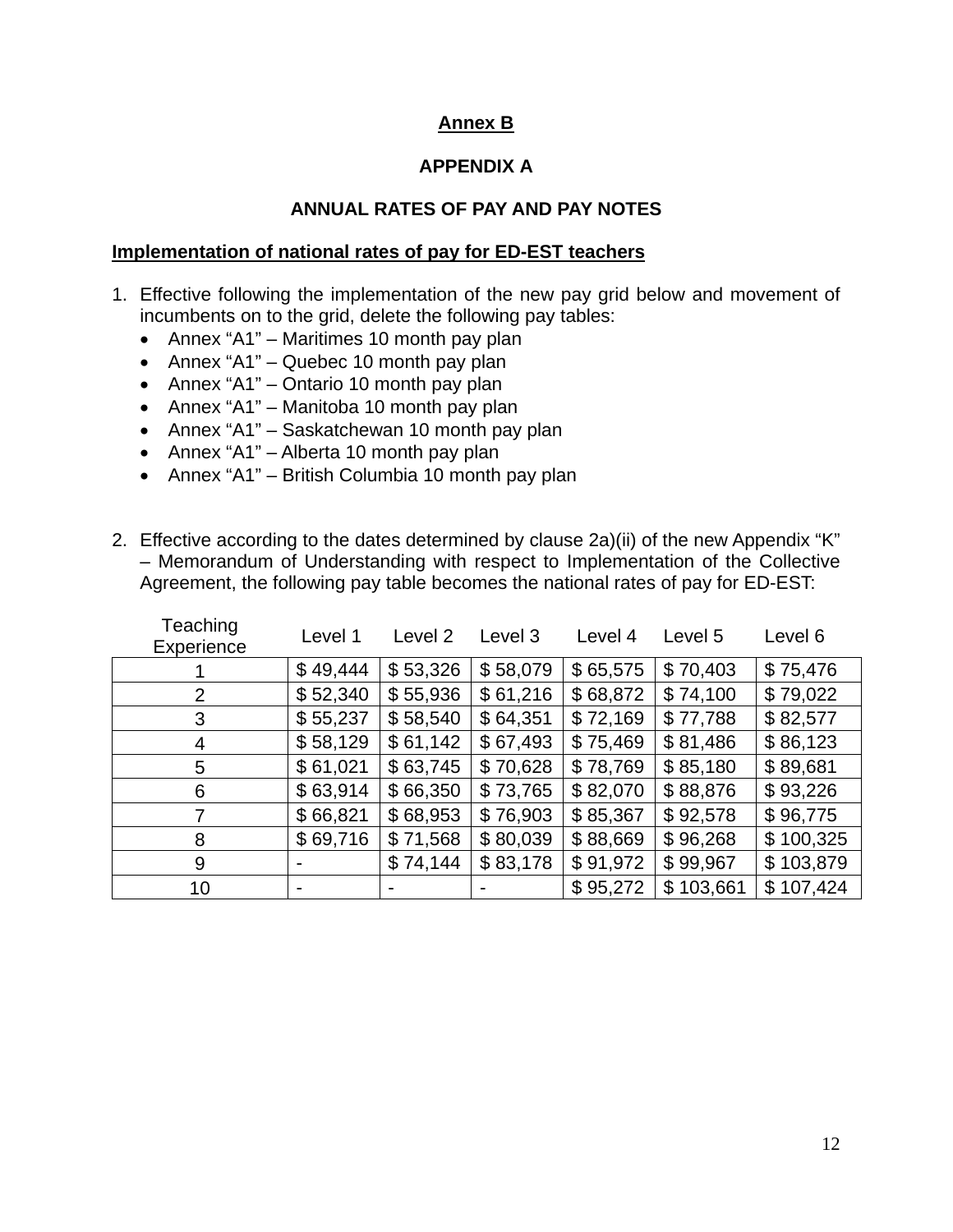**Annex B**

**APPENDIX A**

**ANNUAL RATES OF PAY AND PAY NOTES**

**Implementation of national rates of pay for ED-EST teachers**

1. Effective following the implementation of the new pay grid below and movement of incumbents on to the grid, delete the following pay tables:
   - Annex “A1” – Maritimes 10 month pay plan
   - Annex “A1” – Quebec 10 month pay plan
   - Annex “A1” – Ontario 10 month pay plan
   - Annex “A1” – Manitoba 10 month pay plan
   - Annex “A1” – Saskatchewan 10 month pay plan
   - Annex “A1” – Alberta 10 month pay plan
   - Annex “A1” – British Columbia 10 month pay plan

2. Effective according to the dates determined by clause 2a)(ii) of the new Appendix “K” – Memorandum of Understanding with respect to Implementation of the Collective Agreement, the following pay table becomes the national rates of pay for ED-EST:

| Teaching Experience | Level 1 | Level 2 | Level 3 | Level 4 | Level 5 | Level 6 |
|---|---|---|---|---|---|---|
| 1 | $ 49,444 | $ 53,326 | $ 58,079 | $ 65,575 | $ 70,403 | $ 75,476 |
| 2 | $ 52,340 | $ 55,936 | $ 61,216 | $ 68,872 | $ 74,100 | $ 79,022 |
| 3 | $ 55,237 | $ 58,540 | $ 64,351 | $ 72,169 | $ 77,788 | $ 82,577 |
| 4 | $ 58,129 | $ 61,142 | $ 67,493 | $ 75,469 | $ 81,486 | $ 86,123 |
| 5 | $ 61,021 | $ 63,745 | $ 70,628 | $ 78,769 | $ 85,180 | $ 89,681 |
| 6 | $ 63,914 | $ 66,350 | $ 73,765 | $ 82,070 | $ 88,876 | $ 93,226 |
| 7 | $ 66,821 | $ 68,953 | $ 76,903 | $ 85,367 | $ 92,578 | $ 96,775 |
| 8 | $ 69,716 | $ 71,568 | $ 80,039 | $ 88,669 | $ 96,268 | $ 100,325 |
| 9 | - | $ 74,144 | $ 83,178 | $ 91,972 | $ 99,967 | $ 103,879 |
| 10 | - | - | - | $ 95,272 | $ 103,661 | $ 107,424 |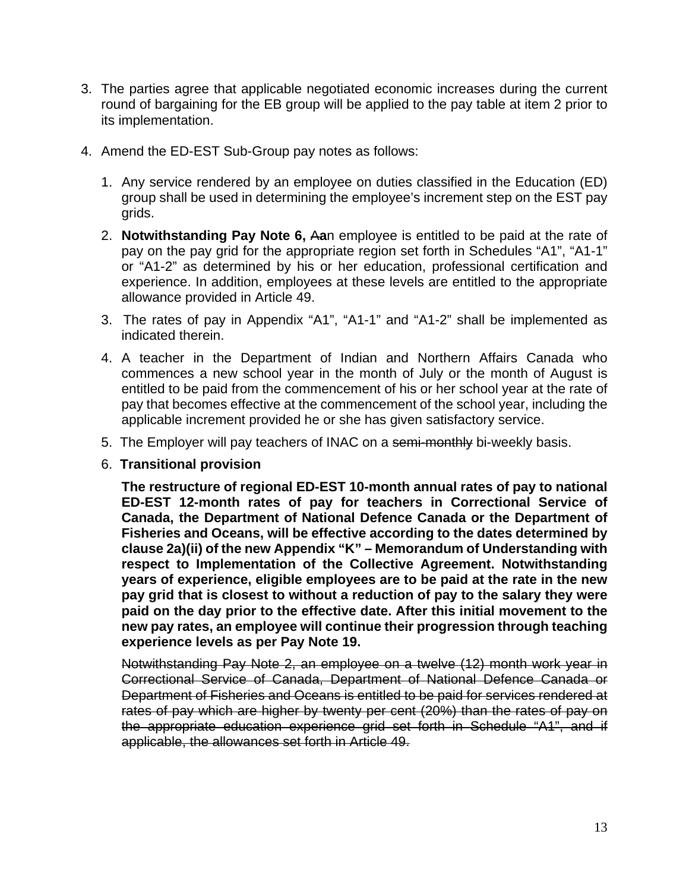3. The parties agree that applicable negotiated economic increases during the current round of bargaining for the EB group will be applied to the pay table at item 2 prior to its implementation.

4. Amend the ED-EST Sub-Group pay notes as follows:

   1. Any service rendered by an employee on duties classified in the Education (ED) group shall be used in determining the employee's increment step on the EST pay grids.

   2. **Notwithstanding Pay Note 6, ~~A~~a**n employee is entitled to be paid at the rate of pay on the pay grid for the appropriate region set forth in Schedules "A1", "A1-1" or "A1-2" as determined by his or her education, professional certification and experience. In addition, employees at these levels are entitled to the appropriate allowance provided in Article 49.

   3. The rates of pay in Appendix "A1", "A1-1" and "A1-2" shall be implemented as indicated therein.

   4. A teacher in the Department of Indian and Northern Affairs Canada who commences a new school year in the month of July or the month of August is entitled to be paid from the commencement of his or her school year at the rate of pay that becomes effective at the commencement of the school year, including the applicable increment provided he or she has given satisfactory service.

   5. The Employer will pay teachers of INAC on a ~~semi-monthly~~ bi-weekly basis.

   6. **Transitional provision**

      **The restructure of regional ED-EST 10-month annual rates of pay to national ED-EST 12-month rates of pay for teachers in Correctional Service of Canada, the Department of National Defence Canada or the Department of Fisheries and Oceans, will be effective according to the dates determined by clause 2a)(ii) of the new Appendix "K" – Memorandum of Understanding with respect to Implementation of the Collective Agreement. Notwithstanding years of experience, eligible employees are to be paid at the rate in the new pay grid that is closest to without a reduction of pay to the salary they were paid on the day prior to the effective date. After this initial movement to the new pay rates, an employee will continue their progression through teaching experience levels as per Pay Note 19.**

      ~~Notwithstanding Pay Note 2, an employee on a twelve (12) month work year in Correctional Service of Canada, Department of National Defence Canada or Department of Fisheries and Oceans is entitled to be paid for services rendered at rates of pay which are higher by twenty per cent (20%) than the rates of pay on the appropriate education experience grid set forth in Schedule "A1", and if applicable, the allowances set forth in Article 49.~~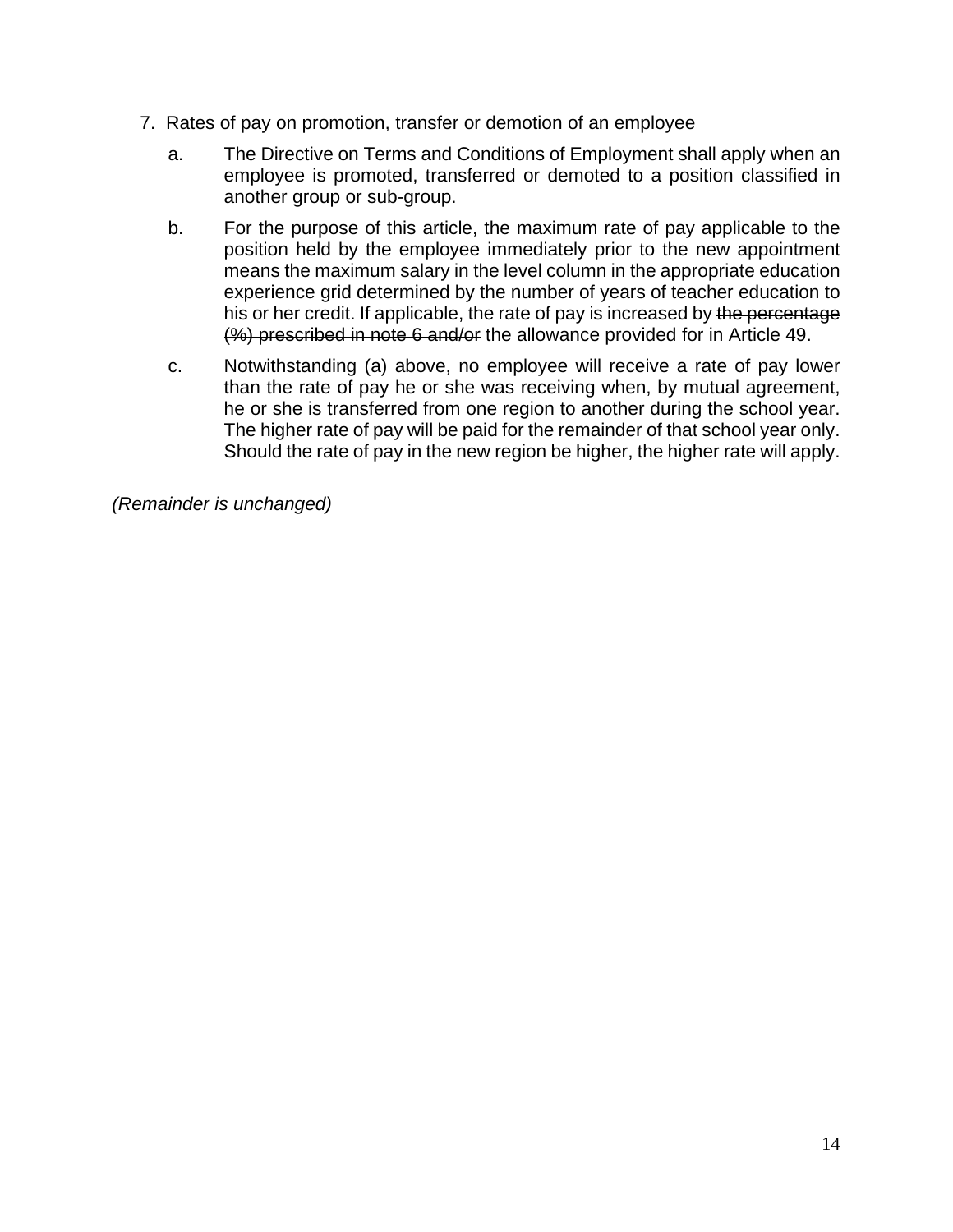7. Rates of pay on promotion, transfer or demotion of an employee

   a. The Directive on Terms and Conditions of Employment shall apply when an employee is promoted, transferred or demoted to a position classified in another group or sub-group.

   b. For the purpose of this article, the maximum rate of pay applicable to the position held by the employee immediately prior to the new appointment means the maximum salary in the level column in the appropriate education experience grid determined by the number of years of teacher education to his or her credit. If applicable, the rate of pay is increased by ~~the percentage (%) prescribed in note 6 and/or~~ the allowance provided for in Article 49.

   c. Notwithstanding (a) above, no employee will receive a rate of pay lower than the rate of pay he or she was receiving when, by mutual agreement, he or she is transferred from one region to another during the school year. The higher rate of pay will be paid for the remainder of that school year only. Should the rate of pay in the new region be higher, the higher rate will apply.

*(Remainder is unchanged)*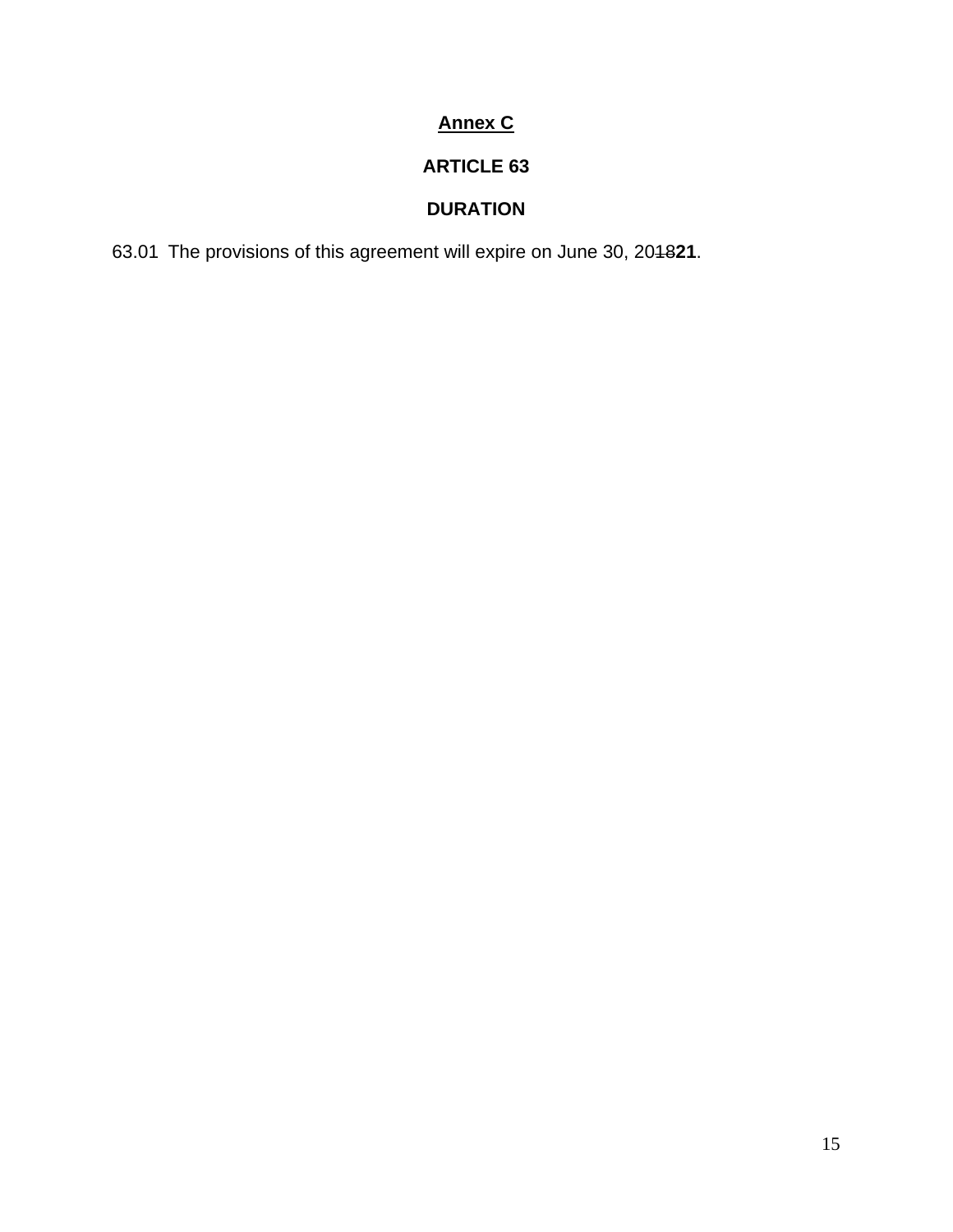# <u>Annex C</u>

## ARTICLE 63

## DURATION

63.01 The provisions of this agreement will expire on June 30, 20~~18~~**21**.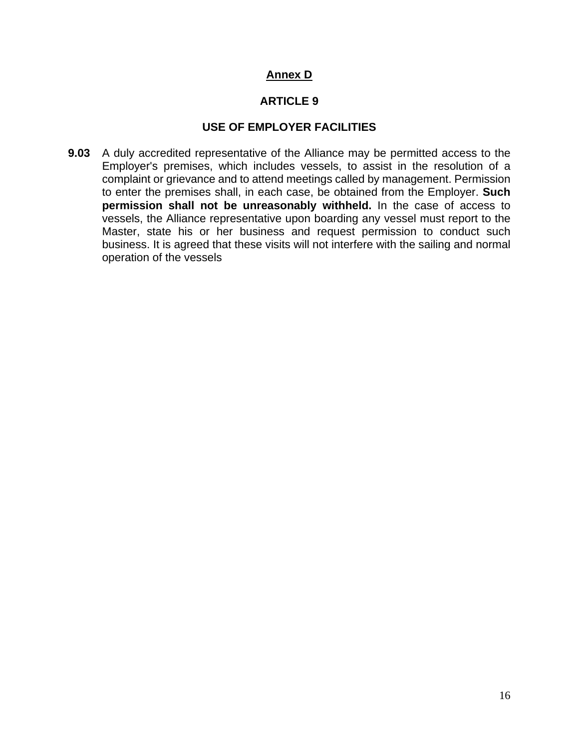## Annex D

## ARTICLE 9

## USE OF EMPLOYER FACILITIES

**9.03** A duly accredited representative of the Alliance may be permitted access to the Employer's premises, which includes vessels, to assist in the resolution of a complaint or grievance and to attend meetings called by management. Permission to enter the premises shall, in each case, be obtained from the Employer. **Such permission shall not be unreasonably withheld.** In the case of access to vessels, the Alliance representative upon boarding any vessel must report to the Master, state his or her business and request permission to conduct such business. It is agreed that these visits will not interfere with the sailing and normal operation of the vessels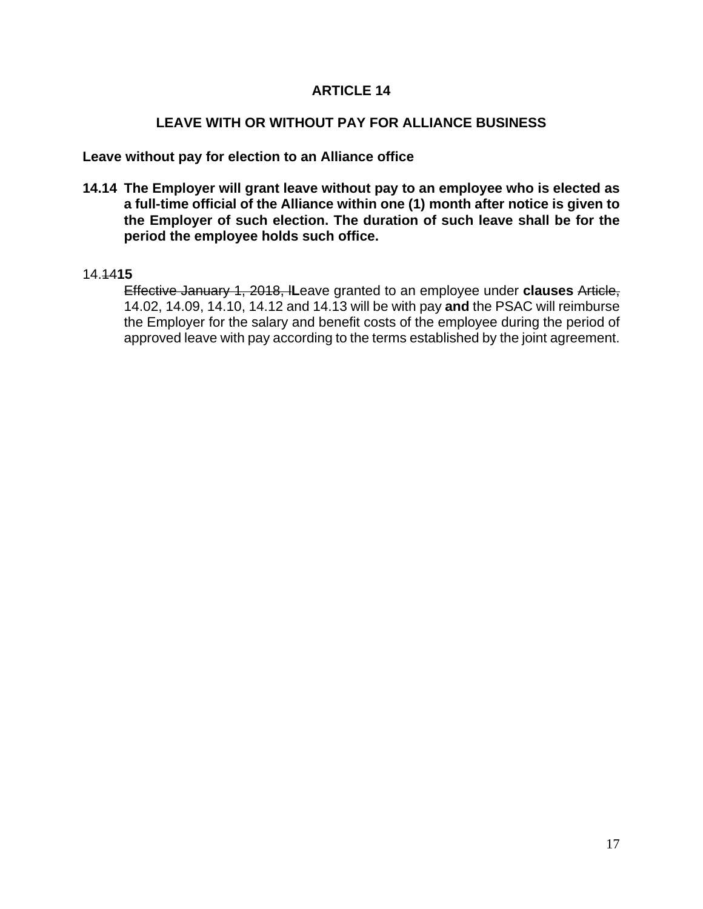# ARTICLE 14

## LEAVE WITH OR WITHOUT PAY FOR ALLIANCE BUSINESS

**Leave without pay for election to an Alliance office**

**14.14 The Employer will grant leave without pay to an employee who is elected as a full-time official of the Alliance within one (1) month after notice is given to the Employer of such election. The duration of such leave shall be for the period the employee holds such office.**

14.~~14~~**15**

~~Effective January 1, 2018, l~~**L**eave granted to an employee under **clauses** ~~Article,~~ 14.02, 14.09, 14.10, 14.12 and 14.13 will be with pay **and** the PSAC will reimburse the Employer for the salary and benefit costs of the employee during the period of approved leave with pay according to the terms established by the joint agreement.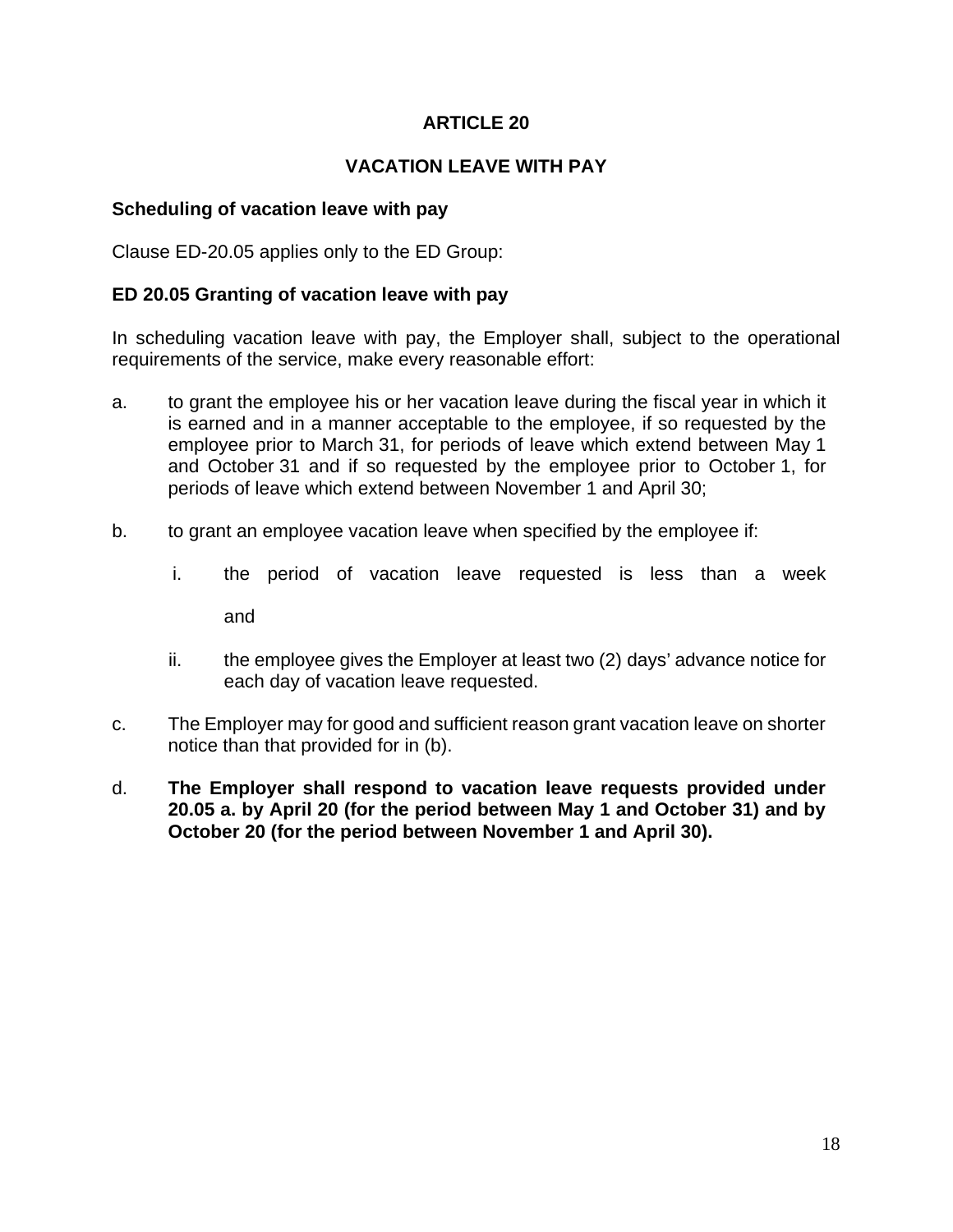# ARTICLE 20

## VACATION LEAVE WITH PAY

### Scheduling of vacation leave with pay

Clause ED-20.05 applies only to the ED Group:

### ED 20.05 Granting of vacation leave with pay

In scheduling vacation leave with pay, the Employer shall, subject to the operational requirements of the service, make every reasonable effort:

a. to grant the employee his or her vacation leave during the fiscal year in which it is earned and in a manner acceptable to the employee, if so requested by the employee prior to March 31, for periods of leave which extend between May 1 and October 31 and if so requested by the employee prior to October 1, for periods of leave which extend between November 1 and April 30;

b. to grant an employee vacation leave when specified by the employee if:

   i. the period of vacation leave requested is less than a week

   and

   ii. the employee gives the Employer at least two (2) days' advance notice for each day of vacation leave requested.

c. The Employer may for good and sufficient reason grant vacation leave on shorter notice than that provided for in (b).

d. **The Employer shall respond to vacation leave requests provided under 20.05 a. by April 20 (for the period between May 1 and October 31) and by October 20 (for the period between November 1 and April 30).**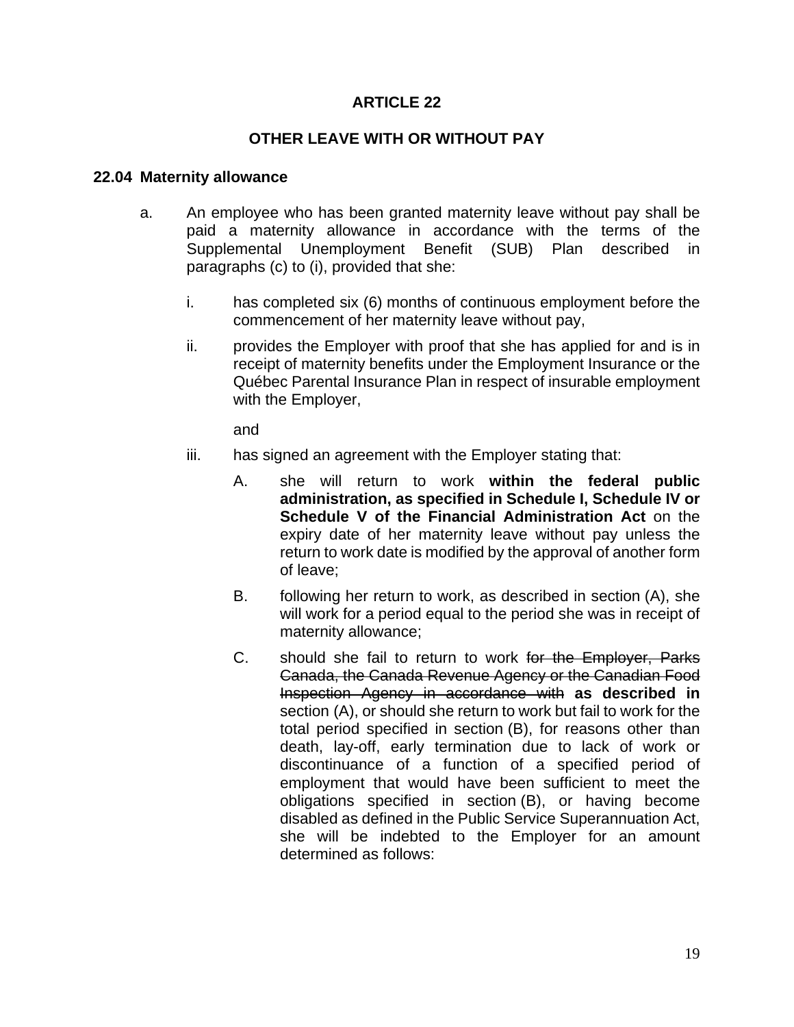## ARTICLE 22

## OTHER LEAVE WITH OR WITHOUT PAY

### 22.04 Maternity allowance

a. An employee who has been granted maternity leave without pay shall be paid a maternity allowance in accordance with the terms of the Supplemental Unemployment Benefit (SUB) Plan described in paragraphs (c) to (i), provided that she:

   i. has completed six (6) months of continuous employment before the commencement of her maternity leave without pay,

   ii. provides the Employer with proof that she has applied for and is in receipt of maternity benefits under the Employment Insurance or the Québec Parental Insurance Plan in respect of insurable employment with the Employer,

   and

   iii. has signed an agreement with the Employer stating that:

      A. she will return to work **within the federal public administration, as specified in Schedule I, Schedule IV or Schedule V of the Financial Administration Act** on the expiry date of her maternity leave without pay unless the return to work date is modified by the approval of another form of leave;

      B. following her return to work, as described in section (A), she will work for a period equal to the period she was in receipt of maternity allowance;

      C. should she fail to return to work ~~for the Employer, Parks Canada, the Canada Revenue Agency or the Canadian Food Inspection Agency in accordance with~~ **as described in** section (A), or should she return to work but fail to work for the total period specified in section (B), for reasons other than death, lay-off, early termination due to lack of work or discontinuance of a function of a specified period of employment that would have been sufficient to meet the obligations specified in section (B), or having become disabled as defined in the Public Service Superannuation Act, she will be indebted to the Employer for an amount determined as follows: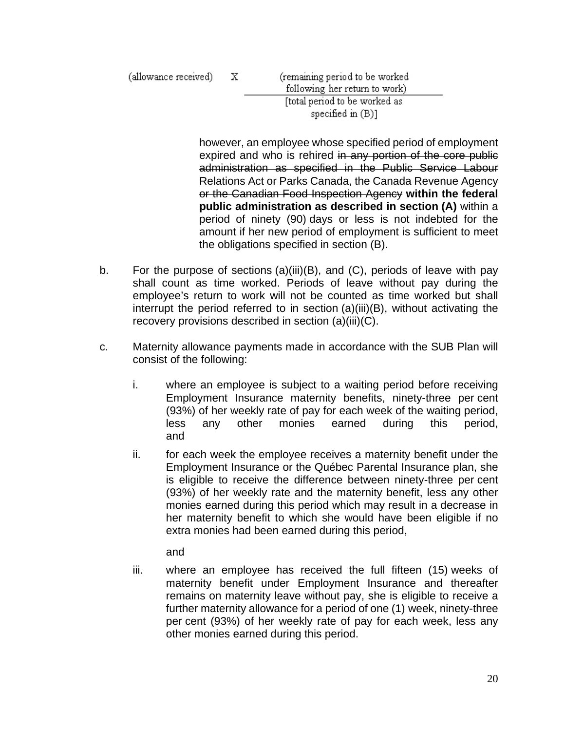$$\text{(allowance received)} \times \frac{\text{(remaining period to be worked following her return to work)}}{\text{[total period to be worked as specified in (B)]}}$$

however, an employee whose specified period of employment expired and who is rehired ~~in any portion of the core public administration as specified in the Public Service Labour Relations Act or Parks Canada, the Canada Revenue Agency or the Canadian Food Inspection Agency~~ **within the federal public administration as described in section (A)** within a period of ninety (90) days or less is not indebted for the amount if her new period of employment is sufficient to meet the obligations specified in section (B).

b. For the purpose of sections (a)(iii)(B), and (C), periods of leave with pay shall count as time worked. Periods of leave without pay during the employee's return to work will not be counted as time worked but shall interrupt the period referred to in section (a)(iii)(B), without activating the recovery provisions described in section (a)(iii)(C).

c. Maternity allowance payments made in accordance with the SUB Plan will consist of the following:

   i. where an employee is subject to a waiting period before receiving Employment Insurance maternity benefits, ninety-three per cent (93%) of her weekly rate of pay for each week of the waiting period, less any other monies earned during this period, and

   ii. for each week the employee receives a maternity benefit under the Employment Insurance or the Québec Parental Insurance plan, she is eligible to receive the difference between ninety-three per cent (93%) of her weekly rate and the maternity benefit, less any other monies earned during this period which may result in a decrease in her maternity benefit to which she would have been eligible if no extra monies had been earned during this period,

   and

   iii. where an employee has received the full fifteen (15) weeks of maternity benefit under Employment Insurance and thereafter remains on maternity leave without pay, she is eligible to receive a further maternity allowance for a period of one (1) week, ninety-three per cent (93%) of her weekly rate of pay for each week, less any other monies earned during this period.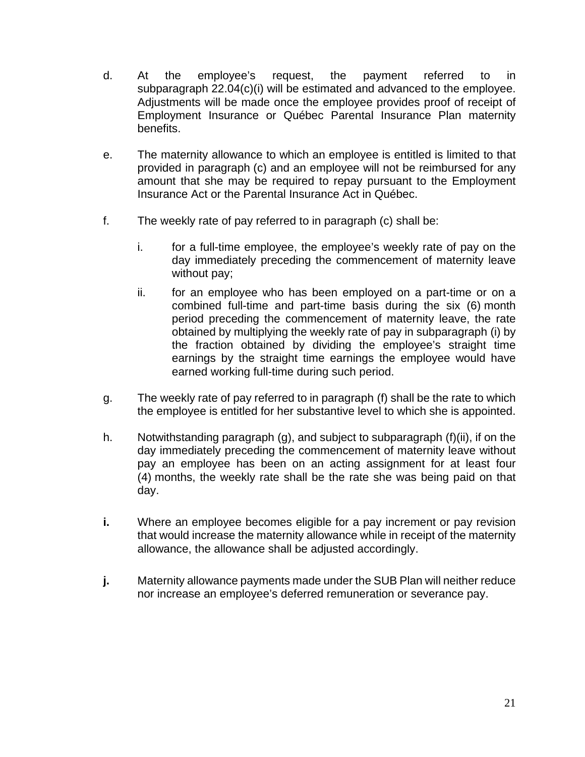d. At the employee's request, the payment referred to in subparagraph 22.04(c)(i) will be estimated and advanced to the employee. Adjustments will be made once the employee provides proof of receipt of Employment Insurance or Québec Parental Insurance Plan maternity benefits.

e. The maternity allowance to which an employee is entitled is limited to that provided in paragraph (c) and an employee will not be reimbursed for any amount that she may be required to repay pursuant to the Employment Insurance Act or the Parental Insurance Act in Québec.

f. The weekly rate of pay referred to in paragraph (c) shall be:

   i. for a full-time employee, the employee's weekly rate of pay on the day immediately preceding the commencement of maternity leave without pay;

   ii. for an employee who has been employed on a part-time or on a combined full-time and part-time basis during the six (6) month period preceding the commencement of maternity leave, the rate obtained by multiplying the weekly rate of pay in subparagraph (i) by the fraction obtained by dividing the employee's straight time earnings by the straight time earnings the employee would have earned working full-time during such period.

g. The weekly rate of pay referred to in paragraph (f) shall be the rate to which the employee is entitled for her substantive level to which she is appointed.

h. Notwithstanding paragraph (g), and subject to subparagraph (f)(ii), if on the day immediately preceding the commencement of maternity leave without pay an employee has been on an acting assignment for at least four (4) months, the weekly rate shall be the rate she was being paid on that day.

**i.** Where an employee becomes eligible for a pay increment or pay revision that would increase the maternity allowance while in receipt of the maternity allowance, the allowance shall be adjusted accordingly.

**j.** Maternity allowance payments made under the SUB Plan will neither reduce nor increase an employee's deferred remuneration or severance pay.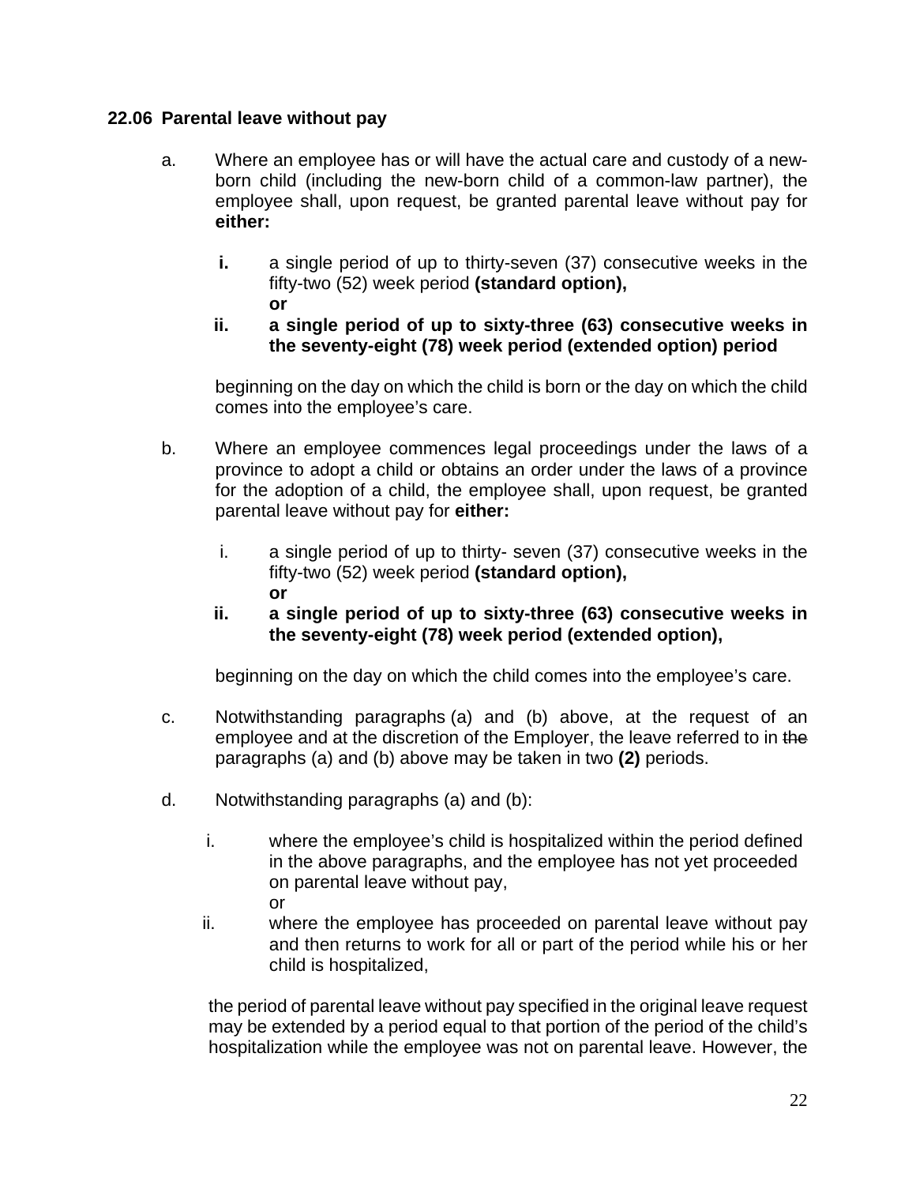**22.06 Parental leave without pay**

a. Where an employee has or will have the actual care and custody of a new-born child (including the new-born child of a common-law partner), the employee shall, upon request, be granted parental leave without pay for **either:**

- **i.** a single period of up to thirty-seven (37) consecutive weeks in the fifty-two (52) week period **(standard option),**
  **or**
- **ii. a single period of up to sixty-three (63) consecutive weeks in the seventy-eight (78) week period (extended option) period**

beginning on the day on which the child is born or the day on which the child comes into the employee's care.

b. Where an employee commences legal proceedings under the laws of a province to adopt a child or obtains an order under the laws of a province for the adoption of a child, the employee shall, upon request, be granted parental leave without pay for **either:**

- i. a single period of up to thirty- seven (37) consecutive weeks in the fifty-two (52) week period **(standard option),**
  **or**
- **ii. a single period of up to sixty-three (63) consecutive weeks in the seventy-eight (78) week period (extended option),**

beginning on the day on which the child comes into the employee's care.

c. Notwithstanding paragraphs (a) and (b) above, at the request of an employee and at the discretion of the Employer, the leave referred to in ~~the~~ paragraphs (a) and (b) above may be taken in two **(2)** periods.

d. Notwithstanding paragraphs (a) and (b):

- i. where the employee's child is hospitalized within the period defined in the above paragraphs, and the employee has not yet proceeded on parental leave without pay,
  or
- ii. where the employee has proceeded on parental leave without pay and then returns to work for all or part of the period while his or her child is hospitalized,

the period of parental leave without pay specified in the original leave request may be extended by a period equal to that portion of the period of the child's hospitalization while the employee was not on parental leave. However, the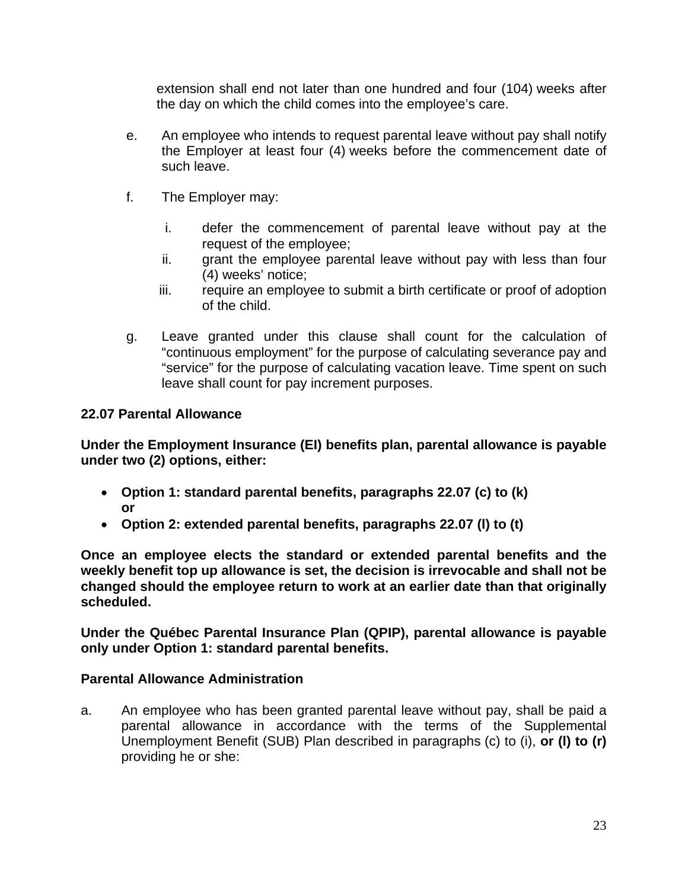extension shall end not later than one hundred and four (104) weeks after the day on which the child comes into the employee's care.

e. An employee who intends to request parental leave without pay shall notify the Employer at least four (4) weeks before the commencement date of such leave.

f. The Employer may:

   i. defer the commencement of parental leave without pay at the request of the employee;
   ii. grant the employee parental leave without pay with less than four (4) weeks' notice;
   iii. require an employee to submit a birth certificate or proof of adoption of the child.

g. Leave granted under this clause shall count for the calculation of "continuous employment" for the purpose of calculating severance pay and "service" for the purpose of calculating vacation leave. Time spent on such leave shall count for pay increment purposes.

**22.07 Parental Allowance**

**Under the Employment Insurance (EI) benefits plan, parental allowance is payable under two (2) options, either:**

- **Option 1: standard parental benefits, paragraphs 22.07 (c) to (k) or**
- **Option 2: extended parental benefits, paragraphs 22.07 (l) to (t)**

**Once an employee elects the standard or extended parental benefits and the weekly benefit top up allowance is set, the decision is irrevocable and shall not be changed should the employee return to work at an earlier date than that originally scheduled.**

**Under the Québec Parental Insurance Plan (QPIP), parental allowance is payable only under Option 1: standard parental benefits.**

**Parental Allowance Administration**

a. An employee who has been granted parental leave without pay, shall be paid a parental allowance in accordance with the terms of the Supplemental Unemployment Benefit (SUB) Plan described in paragraphs (c) to (i), **or (l) to (r)** providing he or she: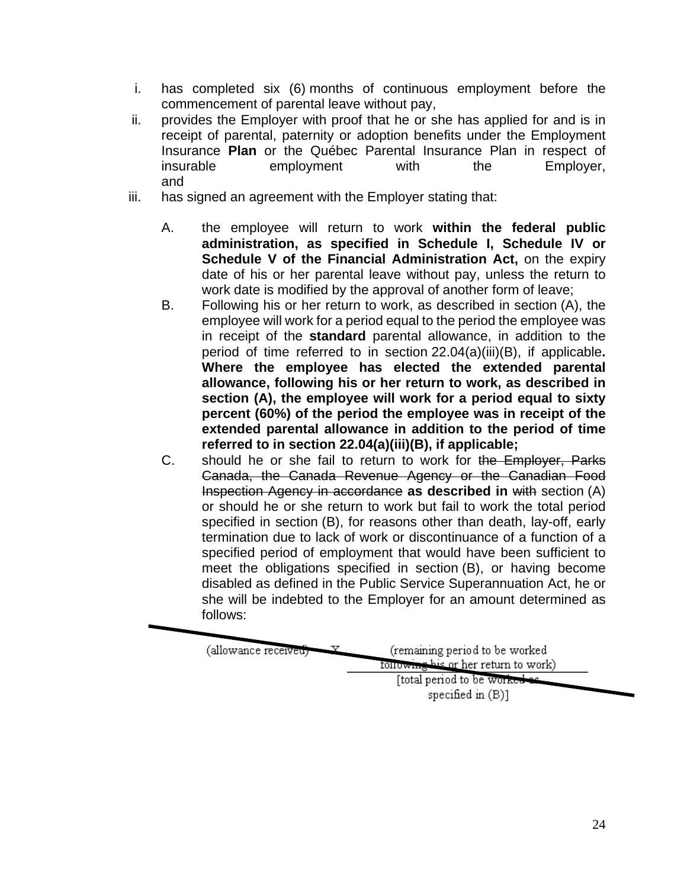i. has completed six (6) months of continuous employment before the commencement of parental leave without pay,
ii. provides the Employer with proof that he or she has applied for and is in receipt of parental, paternity or adoption benefits under the Employment Insurance **Plan** or the Québec Parental Insurance Plan in respect of insurable employment with the Employer, and
iii. has signed an agreement with the Employer stating that:

   A. the employee will return to work **within the federal public administration, as specified in Schedule I, Schedule IV or Schedule V of the Financial Administration Act,** on the expiry date of his or her parental leave without pay, unless the return to work date is modified by the approval of another form of leave;
   B. Following his or her return to work, as described in section (A), the employee will work for a period equal to the period the employee was in receipt of the **standard** parental allowance, in addition to the period of time referred to in section 22.04(a)(iii)(B), if applicable**. Where the employee has elected the extended parental allowance, following his or her return to work, as described in section (A), the employee will work for a period equal to sixty percent (60%) of the period the employee was in receipt of the extended parental allowance in addition to the period of time referred to in section 22.04(a)(iii)(B), if applicable;**
   C. should he or she fail to return to work for ~~the Employer, Parks Canada, the Canada Revenue Agency or the Canadian Food Inspection Agency in accordance~~ **as described in** ~~with~~ section (A) or should he or she return to work but fail to work the total period specified in section (B), for reasons other than death, lay-off, early termination due to lack of work or discontinuance of a function of a specified period of employment that would have been sufficient to meet the obligations specified in section (B), or having become disabled as defined in the Public Service Superannuation Act, he or she will be indebted to the Employer for an amount determined as follows:

~~(allowance received) X (remaining period to be worked following his or her return to work) / [total period to be worked as specified in (B)]~~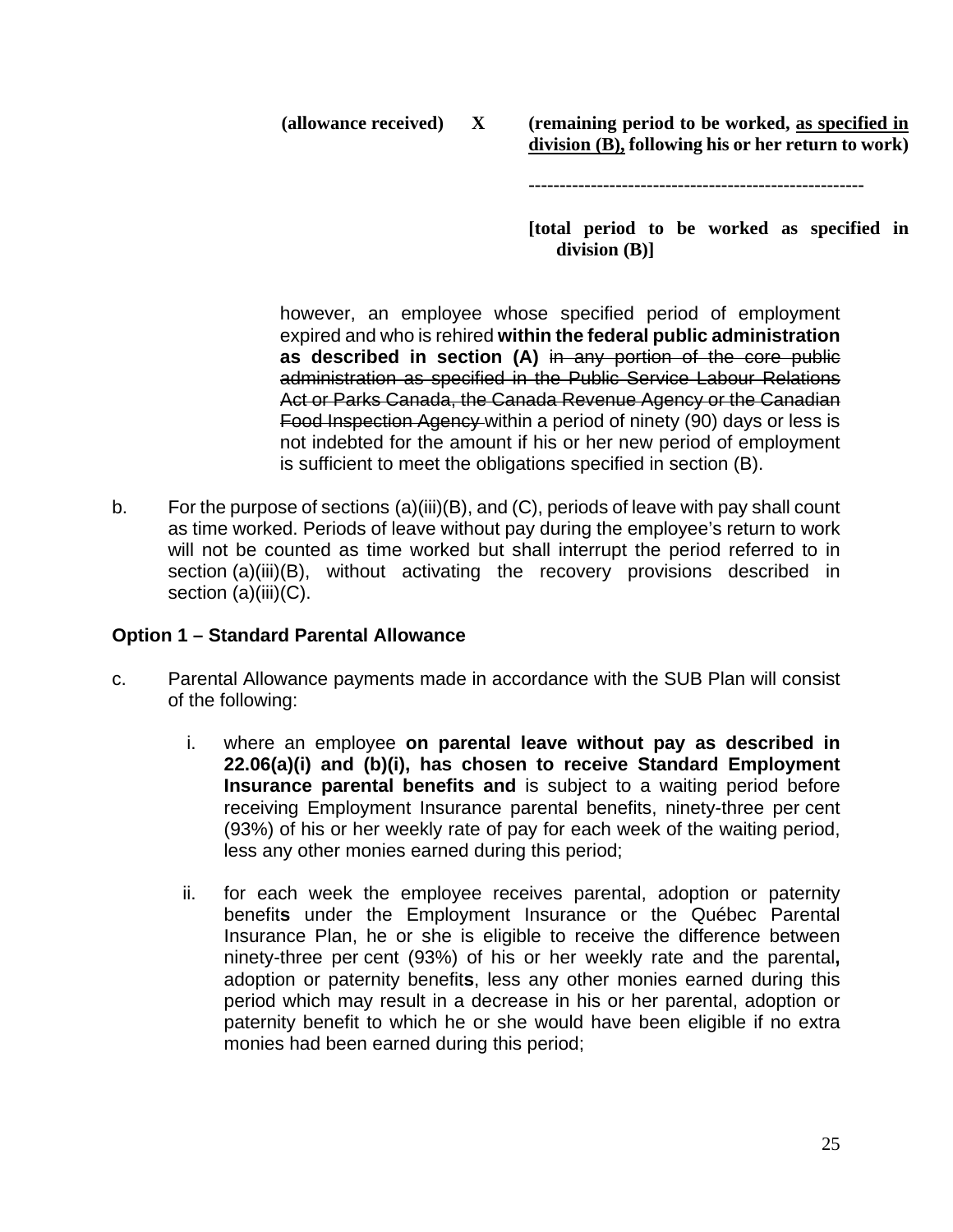**(allowance received) X (remaining period to be worked, <u>as specified in division (B),</u> following his or her return to work)**

**-----------------------------------------------------**

**[total period to be worked as specified in division (B)]**

however, an employee whose specified period of employment expired and who is rehired **within the federal public administration as described in section (A)** ~~in any portion of the core public administration as specified in the Public Service Labour Relations Act or Parks Canada, the Canada Revenue Agency or the Canadian Food Inspection Agency~~ within a period of ninety (90) days or less is not indebted for the amount if his or her new period of employment is sufficient to meet the obligations specified in section (B).

b. For the purpose of sections (a)(iii)(B), and (C), periods of leave with pay shall count as time worked. Periods of leave without pay during the employee's return to work will not be counted as time worked but shall interrupt the period referred to in section (a)(iii)(B), without activating the recovery provisions described in section (a)(iii)(C).

**Option 1 – Standard Parental Allowance**

c. Parental Allowance payments made in accordance with the SUB Plan will consist of the following:

   i. where an employee **on parental leave without pay as described in 22.06(a)(i) and (b)(i), has chosen to receive Standard Employment Insurance parental benefits and** is subject to a waiting period before receiving Employment Insurance parental benefits, ninety-three per cent (93%) of his or her weekly rate of pay for each week of the waiting period, less any other monies earned during this period;

   ii. for each week the employee receives parental, adoption or paternity benefit**s** under the Employment Insurance or the Québec Parental Insurance Plan, he or she is eligible to receive the difference between ninety-three per cent (93%) of his or her weekly rate and the parental**,** adoption or paternity benefit**s**, less any other monies earned during this period which may result in a decrease in his or her parental, adoption or paternity benefit to which he or she would have been eligible if no extra monies had been earned during this period;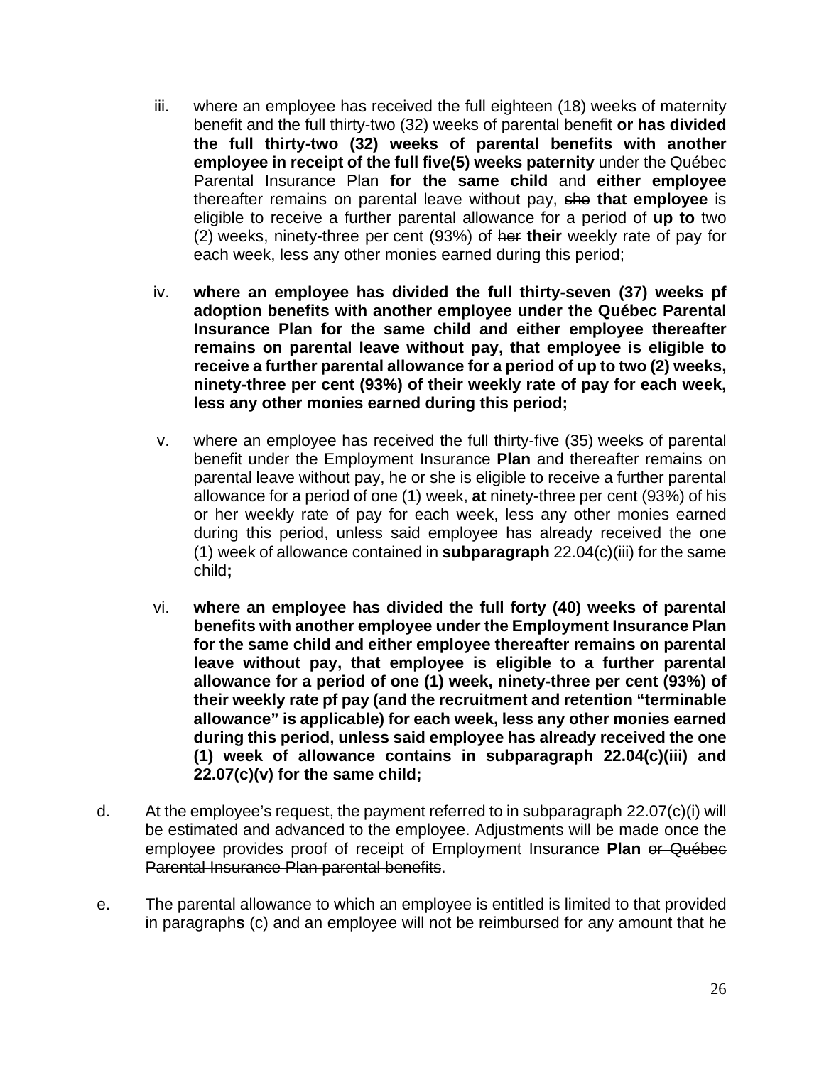iii. where an employee has received the full eighteen (18) weeks of maternity benefit and the full thirty-two (32) weeks of parental benefit **or has divided the full thirty-two (32) weeks of parental benefits with another employee in receipt of the full five(5) weeks paternity** under the Québec Parental Insurance Plan **for the same child** and **either employee** thereafter remains on parental leave without pay, ~~she~~ **that employee** is eligible to receive a further parental allowance for a period of **up to** two (2) weeks, ninety-three per cent (93%) of ~~her~~ **their** weekly rate of pay for each week, less any other monies earned during this period;

iv. **where an employee has divided the full thirty-seven (37) weeks pf adoption benefits with another employee under the Québec Parental Insurance Plan for the same child and either employee thereafter remains on parental leave without pay, that employee is eligible to receive a further parental allowance for a period of up to two (2) weeks, ninety-three per cent (93%) of their weekly rate of pay for each week, less any other monies earned during this period;**

v. where an employee has received the full thirty-five (35) weeks of parental benefit under the Employment Insurance **Plan** and thereafter remains on parental leave without pay, he or she is eligible to receive a further parental allowance for a period of one (1) week, **at** ninety-three per cent (93%) of his or her weekly rate of pay for each week, less any other monies earned during this period, unless said employee has already received the one (1) week of allowance contained in **subparagraph** 22.04(c)(iii) for the same child**;**

vi. **where an employee has divided the full forty (40) weeks of parental benefits with another employee under the Employment Insurance Plan for the same child and either employee thereafter remains on parental leave without pay, that employee is eligible to a further parental allowance for a period of one (1) week, ninety-three per cent (93%) of their weekly rate pf pay (and the recruitment and retention "terminable allowance" is applicable) for each week, less any other monies earned during this period, unless said employee has already received the one (1) week of allowance contains in subparagraph 22.04(c)(iii) and 22.07(c)(v) for the same child;**

d. At the employee's request, the payment referred to in subparagraph 22.07(c)(i) will be estimated and advanced to the employee. Adjustments will be made once the employee provides proof of receipt of Employment Insurance **Plan** ~~or Québec Parental Insurance Plan parental benefits~~.

e. The parental allowance to which an employee is entitled is limited to that provided in paragraph**s** (c) and an employee will not be reimbursed for any amount that he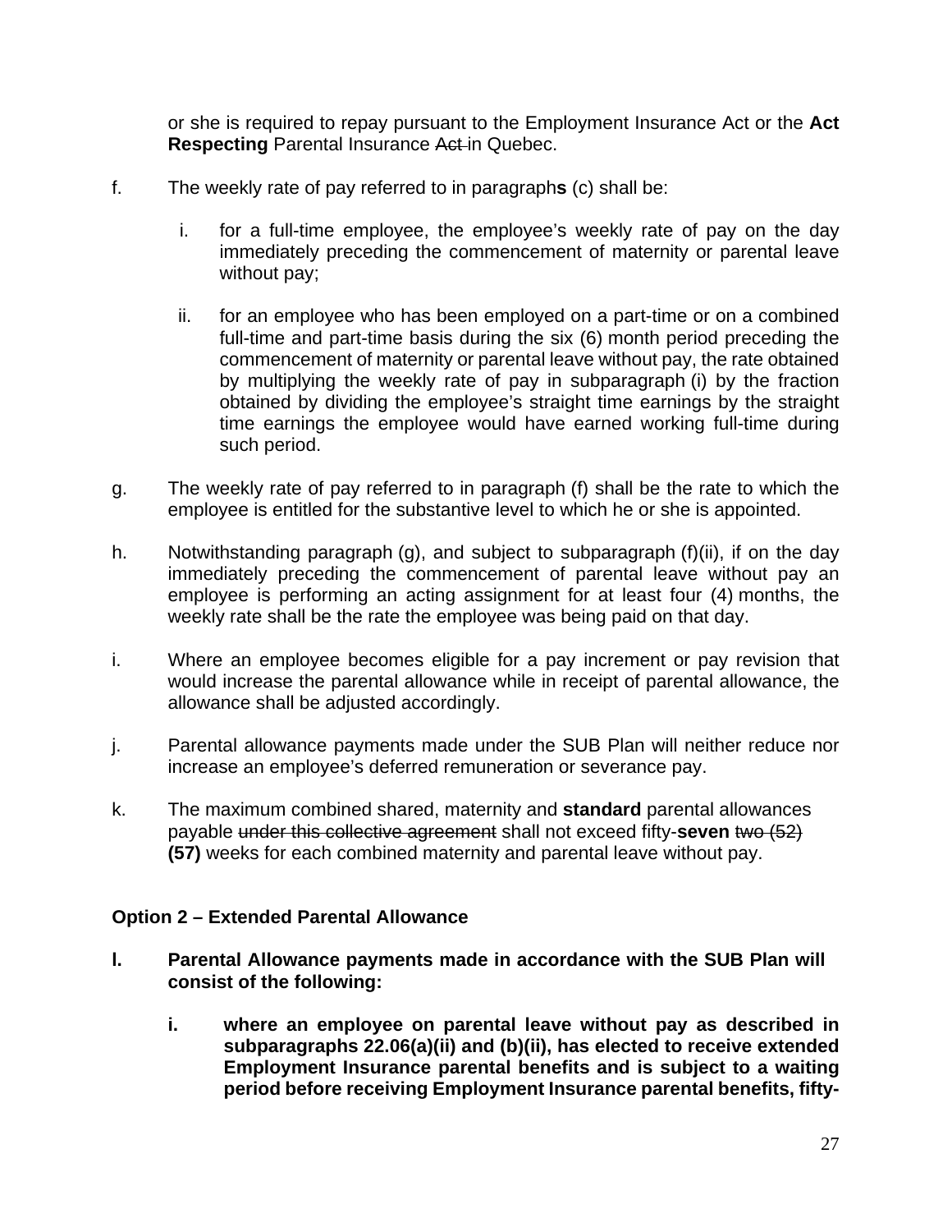or she is required to repay pursuant to the Employment Insurance Act or the **Act Respecting** Parental Insurance ~~Act~~ in Quebec.

f. The weekly rate of pay referred to in paragraph**s** (c) shall be:

   i. for a full-time employee, the employee's weekly rate of pay on the day immediately preceding the commencement of maternity or parental leave without pay;

   ii. for an employee who has been employed on a part-time or on a combined full-time and part-time basis during the six (6) month period preceding the commencement of maternity or parental leave without pay, the rate obtained by multiplying the weekly rate of pay in subparagraph (i) by the fraction obtained by dividing the employee's straight time earnings by the straight time earnings the employee would have earned working full-time during such period.

g. The weekly rate of pay referred to in paragraph (f) shall be the rate to which the employee is entitled for the substantive level to which he or she is appointed.

h. Notwithstanding paragraph (g), and subject to subparagraph (f)(ii), if on the day immediately preceding the commencement of parental leave without pay an employee is performing an acting assignment for at least four (4) months, the weekly rate shall be the rate the employee was being paid on that day.

i. Where an employee becomes eligible for a pay increment or pay revision that would increase the parental allowance while in receipt of parental allowance, the allowance shall be adjusted accordingly.

j. Parental allowance payments made under the SUB Plan will neither reduce nor increase an employee's deferred remuneration or severance pay.

k. The maximum combined shared, maternity and **standard** parental allowances payable ~~under this collective agreement~~ shall not exceed fifty-**seven** ~~two (52)~~ **(57)** weeks for each combined maternity and parental leave without pay.

**Option 2 – Extended Parental Allowance**

**l. Parental Allowance payments made in accordance with the SUB Plan will consist of the following:**

   **i. where an employee on parental leave without pay as described in subparagraphs 22.06(a)(ii) and (b)(ii), has elected to receive extended Employment Insurance parental benefits and is subject to a waiting period before receiving Employment Insurance parental benefits, fifty-**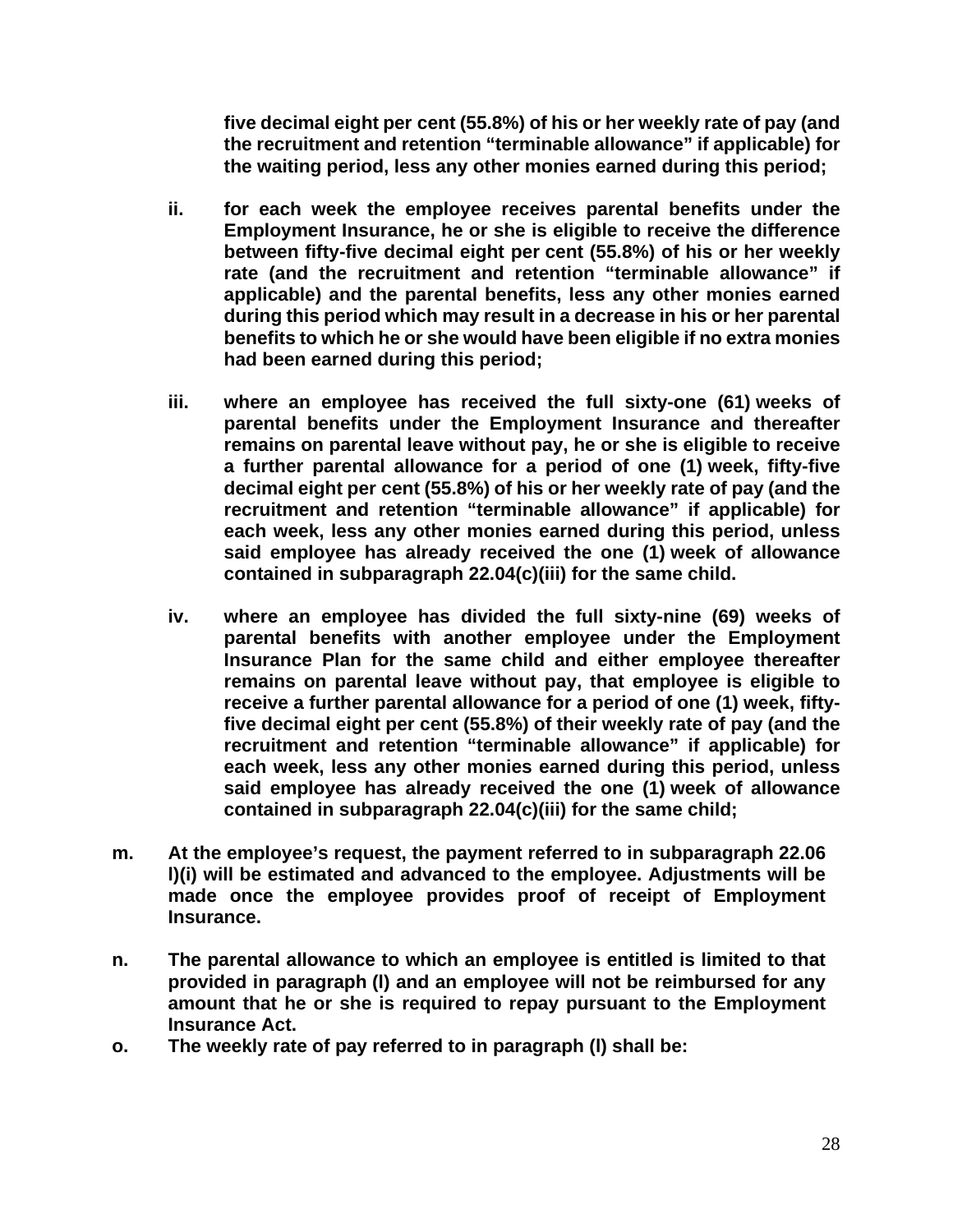**five decimal eight per cent (55.8%) of his or her weekly rate of pay (and the recruitment and retention "terminable allowance" if applicable) for the waiting period, less any other monies earned during this period;**

**ii. for each week the employee receives parental benefits under the Employment Insurance, he or she is eligible to receive the difference between fifty-five decimal eight per cent (55.8%) of his or her weekly rate (and the recruitment and retention "terminable allowance" if applicable) and the parental benefits, less any other monies earned during this period which may result in a decrease in his or her parental benefits to which he or she would have been eligible if no extra monies had been earned during this period;**

**iii. where an employee has received the full sixty-one (61) weeks of parental benefits under the Employment Insurance and thereafter remains on parental leave without pay, he or she is eligible to receive a further parental allowance for a period of one (1) week, fifty-five decimal eight per cent (55.8%) of his or her weekly rate of pay (and the recruitment and retention "terminable allowance" if applicable) for each week, less any other monies earned during this period, unless said employee has already received the one (1) week of allowance contained in subparagraph 22.04(c)(iii) for the same child.**

**iv. where an employee has divided the full sixty-nine (69) weeks of parental benefits with another employee under the Employment Insurance Plan for the same child and either employee thereafter remains on parental leave without pay, that employee is eligible to receive a further parental allowance for a period of one (1) week, fifty-five decimal eight per cent (55.8%) of their weekly rate of pay (and the recruitment and retention "terminable allowance" if applicable) for each week, less any other monies earned during this period, unless said employee has already received the one (1) week of allowance contained in subparagraph 22.04(c)(iii) for the same child;**

**m. At the employee's request, the payment referred to in subparagraph 22.06 l)(i) will be estimated and advanced to the employee. Adjustments will be made once the employee provides proof of receipt of Employment Insurance.**

**n. The parental allowance to which an employee is entitled is limited to that provided in paragraph (l) and an employee will not be reimbursed for any amount that he or she is required to repay pursuant to the Employment Insurance Act.**

**o. The weekly rate of pay referred to in paragraph (l) shall be:**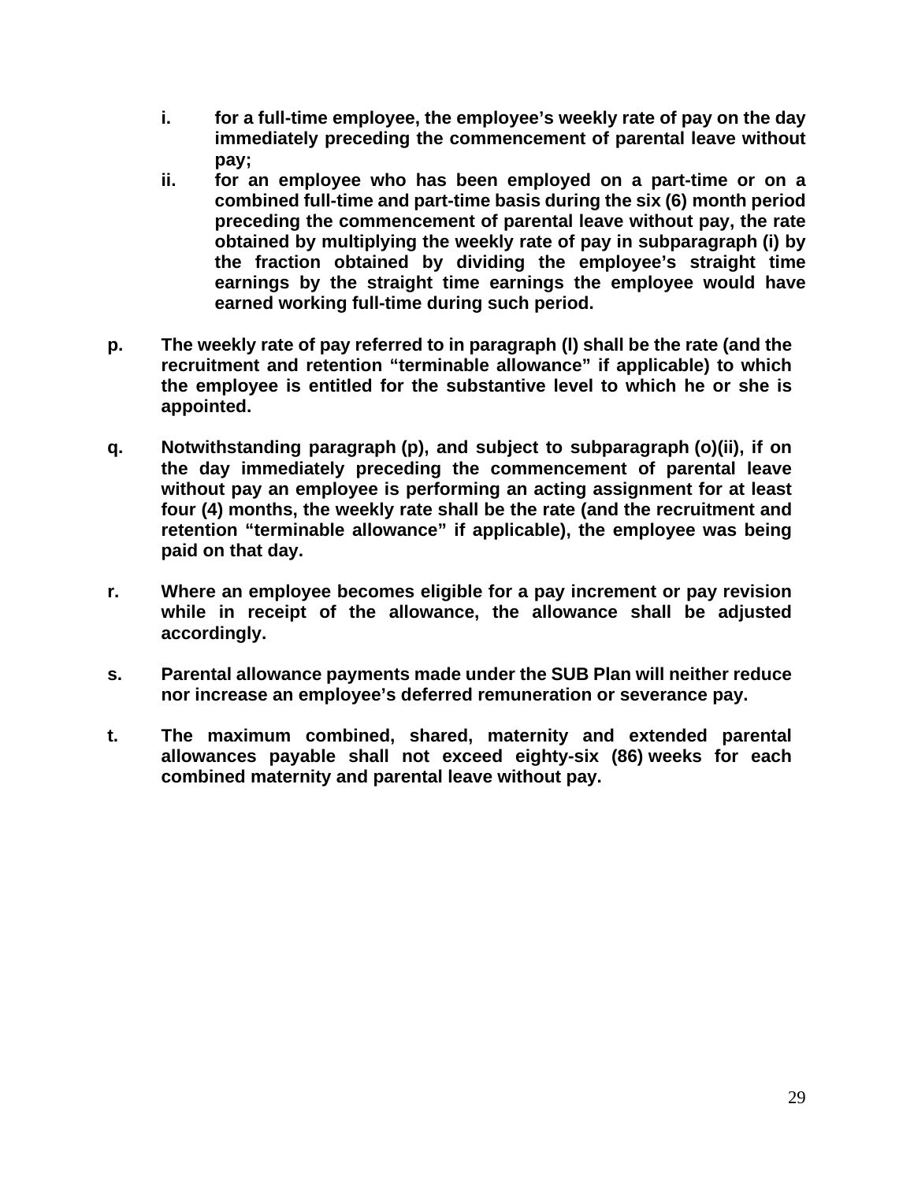i. **for a full-time employee, the employee's weekly rate of pay on the day immediately preceding the commencement of parental leave without pay;**
   ii. **for an employee who has been employed on a part-time or on a combined full-time and part-time basis during the six (6) month period preceding the commencement of parental leave without pay, the rate obtained by multiplying the weekly rate of pay in subparagraph (i) by the fraction obtained by dividing the employee's straight time earnings by the straight time earnings the employee would have earned working full-time during such period.**

**p. The weekly rate of pay referred to in paragraph (l) shall be the rate (and the recruitment and retention "terminable allowance" if applicable) to which the employee is entitled for the substantive level to which he or she is appointed.**

**q. Notwithstanding paragraph (p), and subject to subparagraph (o)(ii), if on the day immediately preceding the commencement of parental leave without pay an employee is performing an acting assignment for at least four (4) months, the weekly rate shall be the rate (and the recruitment and retention "terminable allowance" if applicable), the employee was being paid on that day.**

**r. Where an employee becomes eligible for a pay increment or pay revision while in receipt of the allowance, the allowance shall be adjusted accordingly.**

**s. Parental allowance payments made under the SUB Plan will neither reduce nor increase an employee's deferred remuneration or severance pay.**

**t. The maximum combined, shared, maternity and extended parental allowances payable shall not exceed eighty-six (86) weeks for each combined maternity and parental leave without pay.**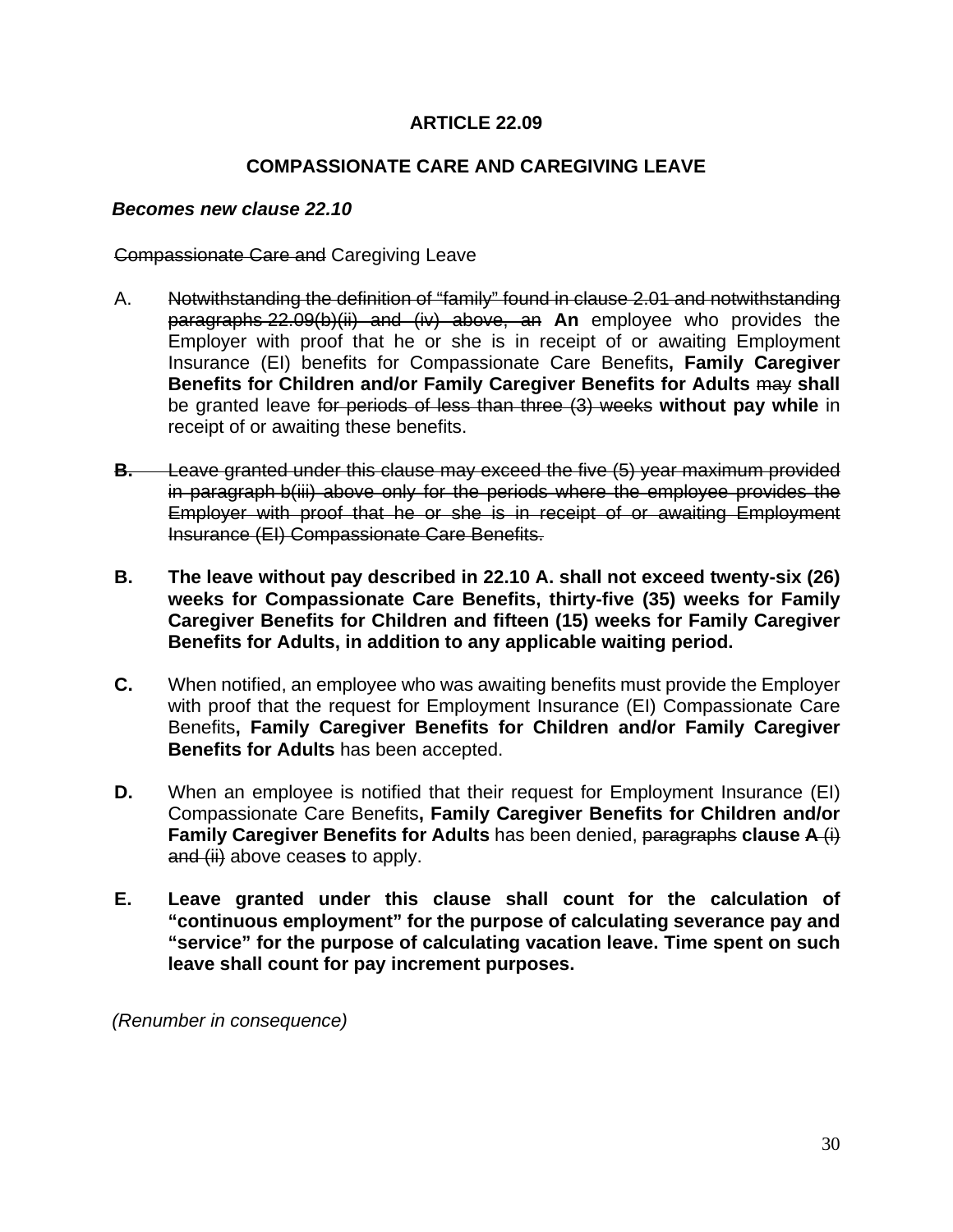**ARTICLE 22.09**

**COMPASSIONATE CARE AND CAREGIVING LEAVE**

***Becomes new clause 22.10***

~~Compassionate Care and~~ Caregiving Leave

A. ~~Notwithstanding the definition of "family" found in clause 2.01 and notwithstanding paragraphs 22.09(b)(ii) and (iv) above, an~~ **An** employee who provides the Employer with proof that he or she is in receipt of or awaiting Employment Insurance (EI) benefits for Compassionate Care Benefits**, Family Caregiver Benefits for Children and/or Family Caregiver Benefits for Adults** ~~may~~ **shall** be granted leave ~~for periods of less than three (3) weeks~~ **without pay while** in receipt of or awaiting these benefits.

~~**B.** Leave granted under this clause may exceed the five (5) year maximum provided in paragraph b(iii) above only for the periods where the employee provides the Employer with proof that he or she is in receipt of or awaiting Employment Insurance (EI) Compassionate Care Benefits.~~

**B. The leave without pay described in 22.10 A. shall not exceed twenty-six (26) weeks for Compassionate Care Benefits, thirty-five (35) weeks for Family Caregiver Benefits for Children and fifteen (15) weeks for Family Caregiver Benefits for Adults, in addition to any applicable waiting period.**

**C.** When notified, an employee who was awaiting benefits must provide the Employer with proof that the request for Employment Insurance (EI) Compassionate Care Benefits**, Family Caregiver Benefits for Children and/or Family Caregiver Benefits for Adults** has been accepted.

**D.** When an employee is notified that their request for Employment Insurance (EI) Compassionate Care Benefits**, Family Caregiver Benefits for Children and/or Family Caregiver Benefits for Adults** has been denied, ~~paragraphs~~ **clause A** ~~(i) and (ii)~~ above cease**s** to apply.

**E. Leave granted under this clause shall count for the calculation of "continuous employment" for the purpose of calculating severance pay and "service" for the purpose of calculating vacation leave. Time spent on such leave shall count for pay increment purposes.**

*(Renumber in consequence)*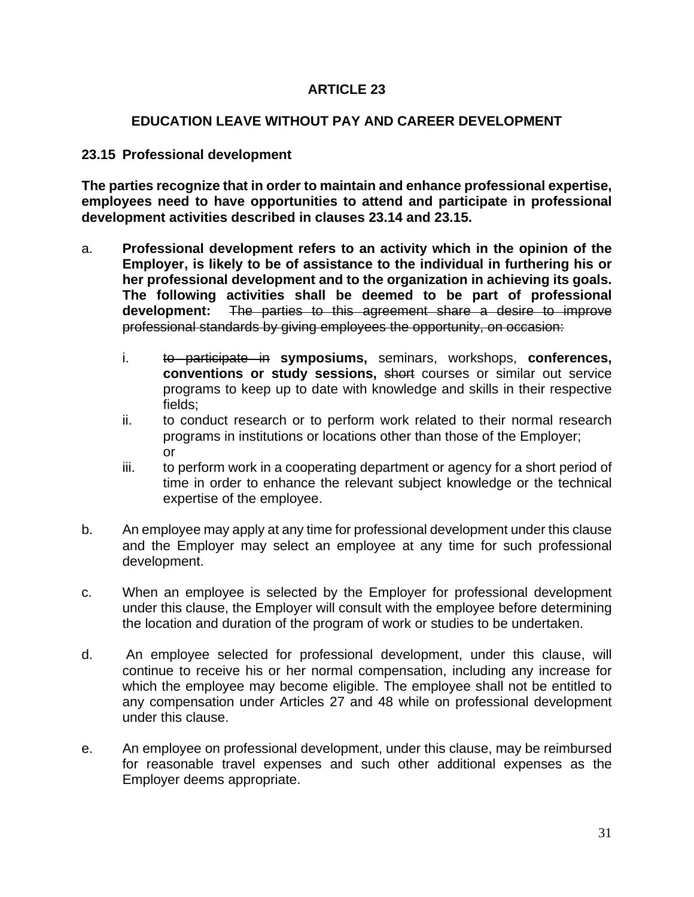**ARTICLE 23**

**EDUCATION LEAVE WITHOUT PAY AND CAREER DEVELOPMENT**

**23.15 Professional development**

**The parties recognize that in order to maintain and enhance professional expertise, employees need to have opportunities to attend and participate in professional development activities described in clauses 23.14 and 23.15.**

a. **Professional development refers to an activity which in the opinion of the Employer, is likely to be of assistance to the individual in furthering his or her professional development and to the organization in achieving its goals. The following activities shall be deemed to be part of professional development:** ~~The parties to this agreement share a desire to improve professional standards by giving employees the opportunity, on occasion:~~

   i. ~~to participate in~~ **symposiums,** seminars, workshops, **conferences, conventions or study sessions,** ~~short~~ courses or similar out service programs to keep up to date with knowledge and skills in their respective fields;

   ii. to conduct research or to perform work related to their normal research programs in institutions or locations other than those of the Employer; or

   iii. to perform work in a cooperating department or agency for a short period of time in order to enhance the relevant subject knowledge or the technical expertise of the employee.

b. An employee may apply at any time for professional development under this clause and the Employer may select an employee at any time for such professional development.

c. When an employee is selected by the Employer for professional development under this clause, the Employer will consult with the employee before determining the location and duration of the program of work or studies to be undertaken.

d. An employee selected for professional development, under this clause, will continue to receive his or her normal compensation, including any increase for which the employee may become eligible. The employee shall not be entitled to any compensation under Articles 27 and 48 while on professional development under this clause.

e. An employee on professional development, under this clause, may be reimbursed for reasonable travel expenses and such other additional expenses as the Employer deems appropriate.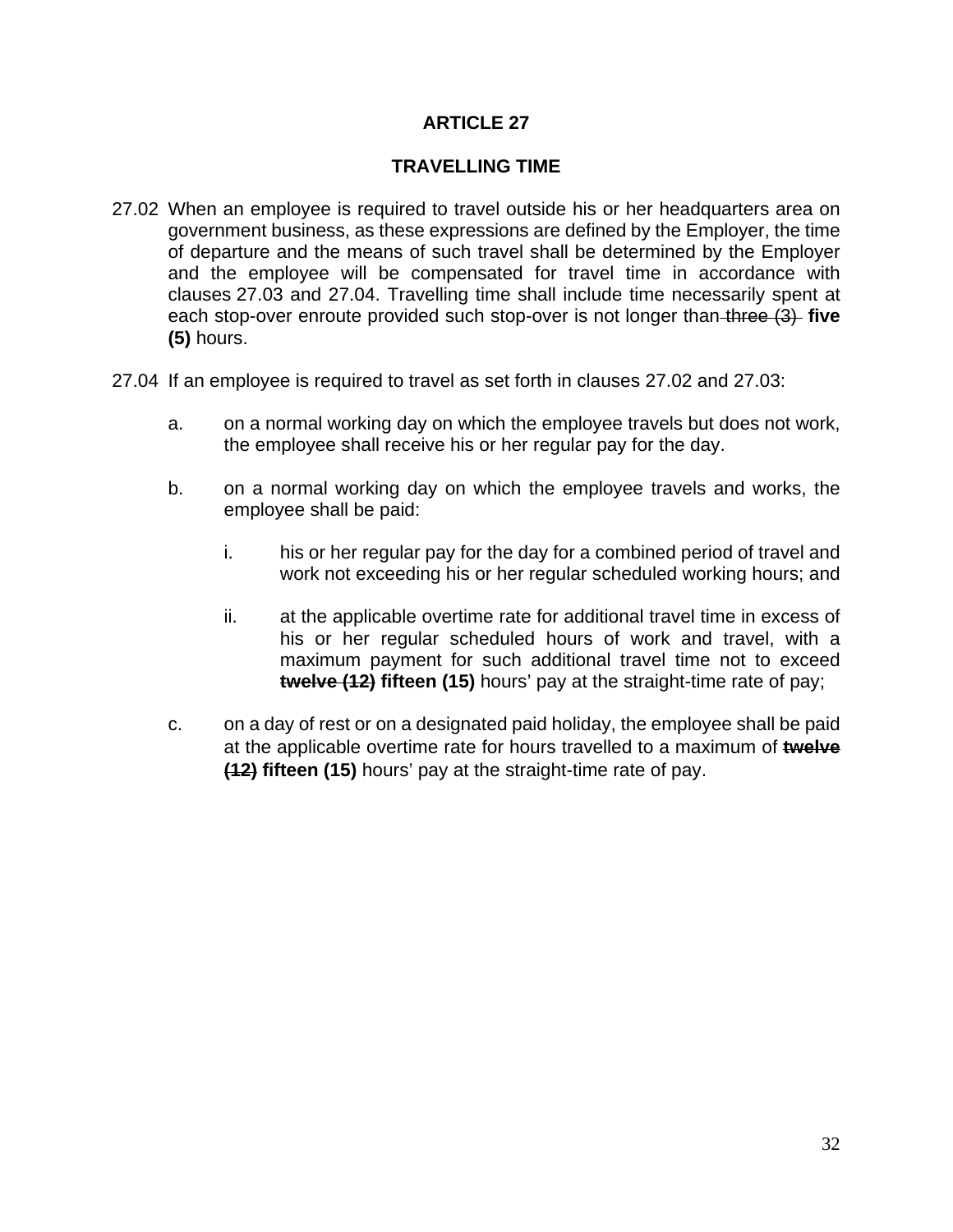# ARTICLE 27

## TRAVELLING TIME

27.02 When an employee is required to travel outside his or her headquarters area on government business, as these expressions are defined by the Employer, the time of departure and the means of such travel shall be determined by the Employer and the employee will be compensated for travel time in accordance with clauses 27.03 and 27.04. Travelling time shall include time necessarily spent at each stop-over enroute provided such stop-over is not longer than ~~three (3)~~ **five (5)** hours.

27.04 If an employee is required to travel as set forth in clauses 27.02 and 27.03:

a. on a normal working day on which the employee travels but does not work, the employee shall receive his or her regular pay for the day.

b. on a normal working day on which the employee travels and works, the employee shall be paid:

   i. his or her regular pay for the day for a combined period of travel and work not exceeding his or her regular scheduled working hours; and

   ii. at the applicable overtime rate for additional travel time in excess of his or her regular scheduled hours of work and travel, with a maximum payment for such additional travel time not to exceed ~~**twelve (12)**~~ **fifteen (15)** hours' pay at the straight-time rate of pay;

c. on a day of rest or on a designated paid holiday, the employee shall be paid at the applicable overtime rate for hours travelled to a maximum of ~~**twelve (12)**~~ **fifteen (15)** hours' pay at the straight-time rate of pay.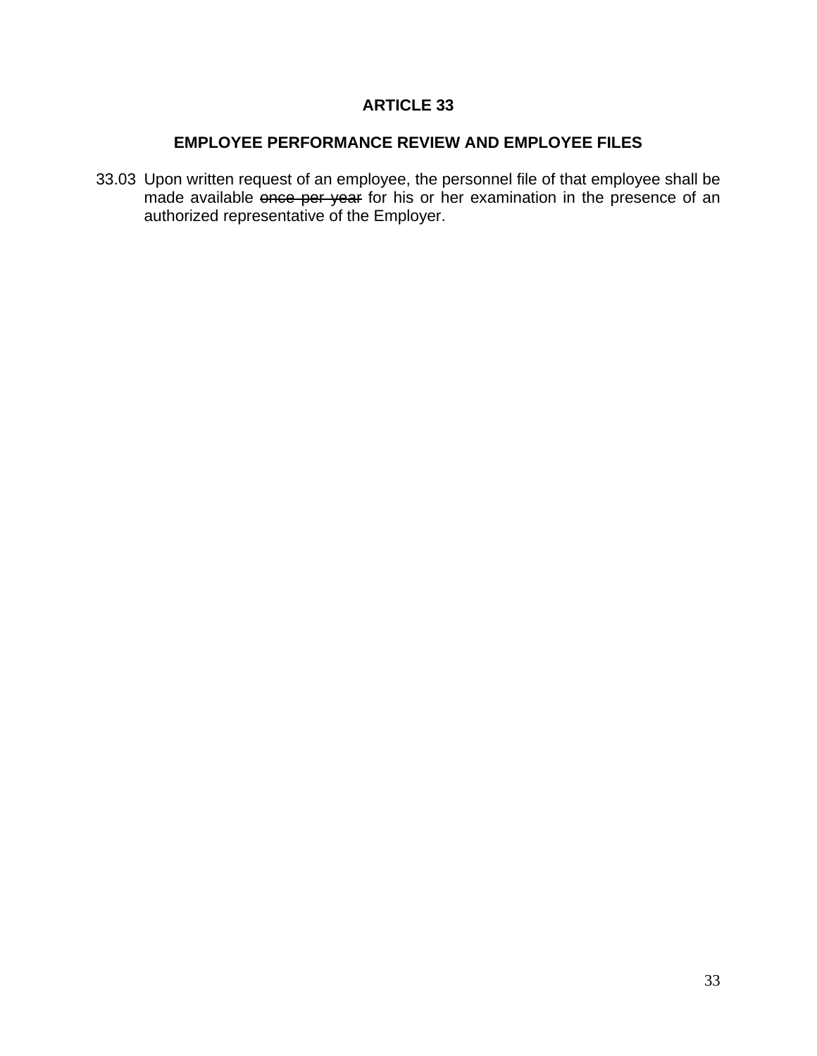# ARTICLE 33

## EMPLOYEE PERFORMANCE REVIEW AND EMPLOYEE FILES

33.03 Upon written request of an employee, the personnel file of that employee shall be made available ~~once per year~~ for his or her examination in the presence of an authorized representative of the Employer.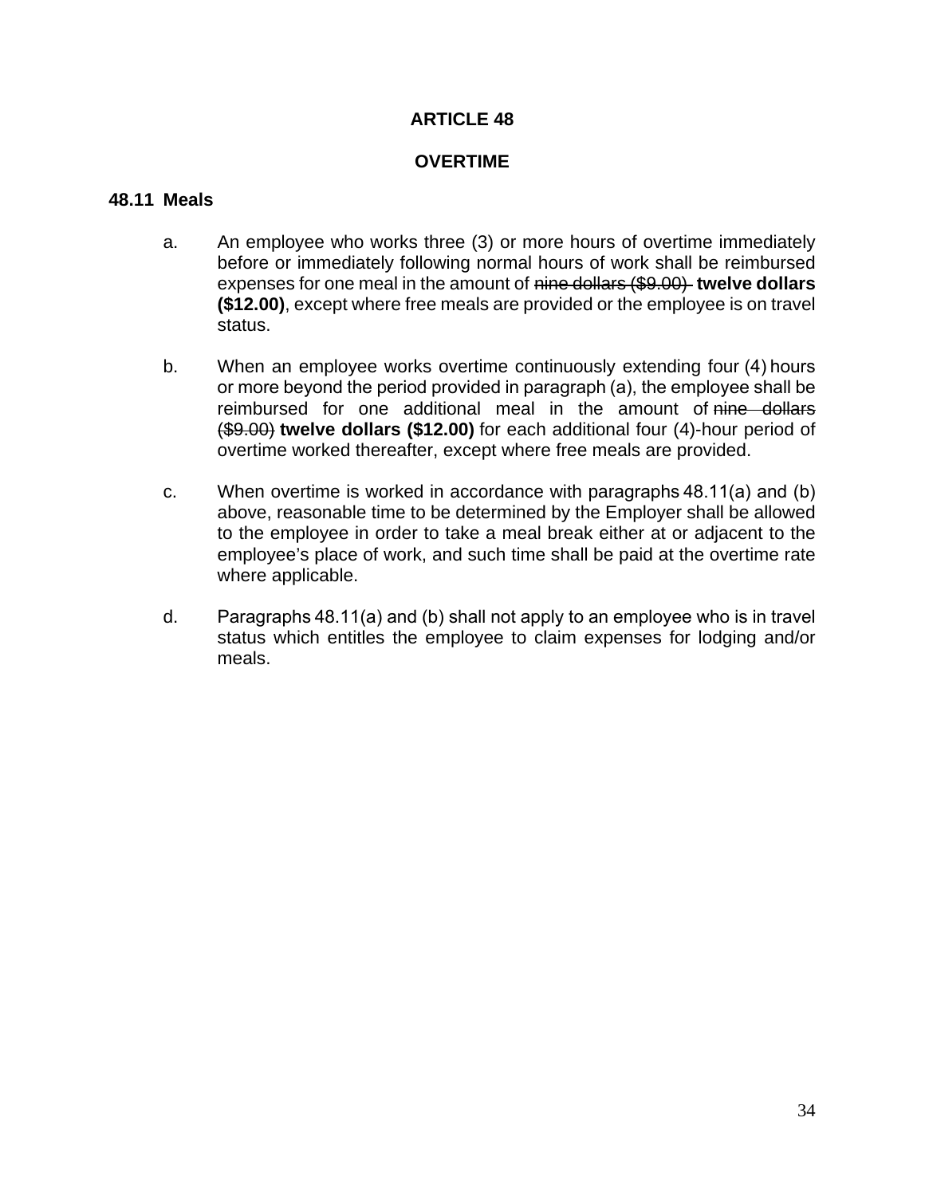# ARTICLE 48

## OVERTIME

### 48.11 Meals

a. An employee who works three (3) or more hours of overtime immediately before or immediately following normal hours of work shall be reimbursed expenses for one meal in the amount of ~~nine dollars ($9.00)~~ **twelve dollars ($12.00)**, except where free meals are provided or the employee is on travel status.

b. When an employee works overtime continuously extending four (4) hours or more beyond the period provided in paragraph (a), the employee shall be reimbursed for one additional meal in the amount of ~~nine dollars ($9.00)~~ **twelve dollars ($12.00)** for each additional four (4)-hour period of overtime worked thereafter, except where free meals are provided.

c. When overtime is worked in accordance with paragraphs 48.11(a) and (b) above, reasonable time to be determined by the Employer shall be allowed to the employee in order to take a meal break either at or adjacent to the employee's place of work, and such time shall be paid at the overtime rate where applicable.

d. Paragraphs 48.11(a) and (b) shall not apply to an employee who is in travel status which entitles the employee to claim expenses for lodging and/or meals.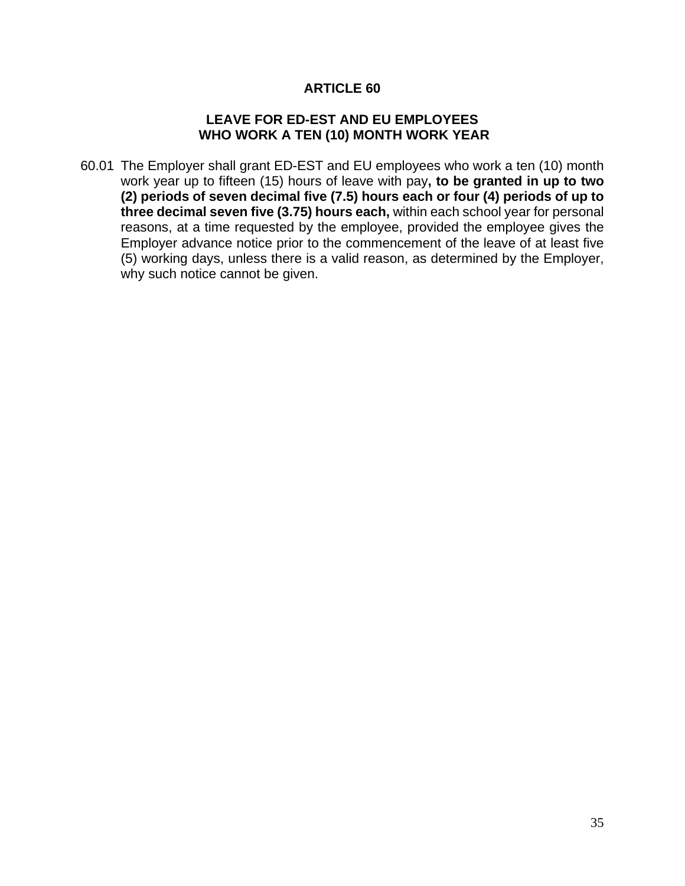# ARTICLE 60

## LEAVE FOR ED-EST AND EU EMPLOYEES WHO WORK A TEN (10) MONTH WORK YEAR

60.01 The Employer shall grant ED-EST and EU employees who work a ten (10) month work year up to fifteen (15) hours of leave with pay**, to be granted in up to two (2) periods of seven decimal five (7.5) hours each or four (4) periods of up to three decimal seven five (3.75) hours each,** within each school year for personal reasons, at a time requested by the employee, provided the employee gives the Employer advance notice prior to the commencement of the leave of at least five (5) working days, unless there is a valid reason, as determined by the Employer, why such notice cannot be given.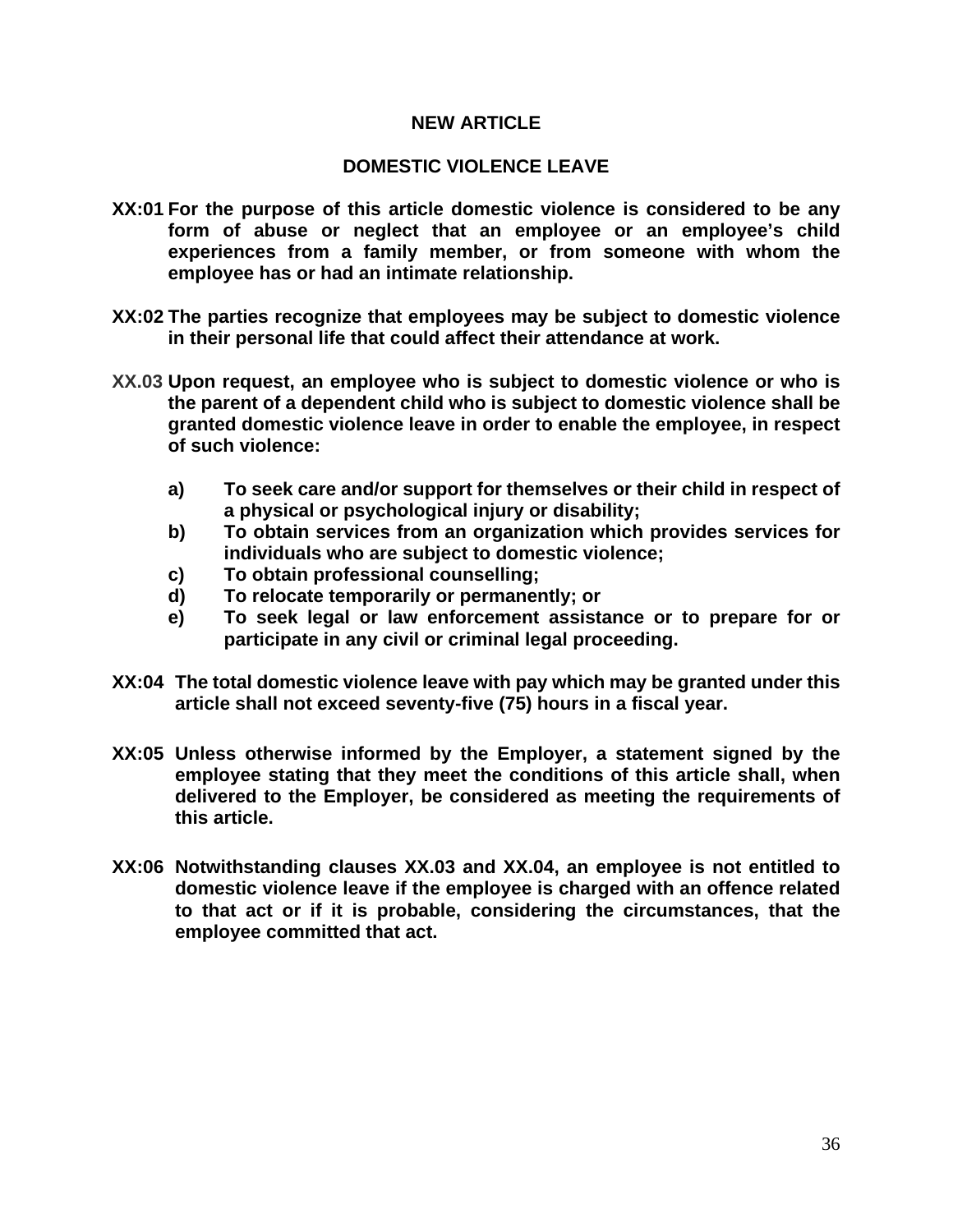**NEW ARTICLE**

**DOMESTIC VIOLENCE LEAVE**

**XX:01** **For the purpose of this article domestic violence is considered to be any form of abuse or neglect that an employee or an employee's child experiences from a family member, or from someone with whom the employee has or had an intimate relationship.**

**XX:02** **The parties recognize that employees may be subject to domestic violence in their personal life that could affect their attendance at work.**

**XX.03** **Upon request, an employee who is subject to domestic violence or who is the parent of a dependent child who is subject to domestic violence shall be granted domestic violence leave in order to enable the employee, in respect of such violence:**

- **a)** **To seek care and/or support for themselves or their child in respect of a physical or psychological injury or disability;**
- **b)** **To obtain services from an organization which provides services for individuals who are subject to domestic violence;**
- **c)** **To obtain professional counselling;**
- **d)** **To relocate temporarily or permanently; or**
- **e)** **To seek legal or law enforcement assistance or to prepare for or participate in any civil or criminal legal proceeding.**

**XX:04** **The total domestic violence leave with pay which may be granted under this article shall not exceed seventy-five (75) hours in a fiscal year.**

**XX:05** **Unless otherwise informed by the Employer, a statement signed by the employee stating that they meet the conditions of this article shall, when delivered to the Employer, be considered as meeting the requirements of this article.**

**XX:06** **Notwithstanding clauses XX.03 and XX.04, an employee is not entitled to domestic violence leave if the employee is charged with an offence related to that act or if it is probable, considering the circumstances, that the employee committed that act.**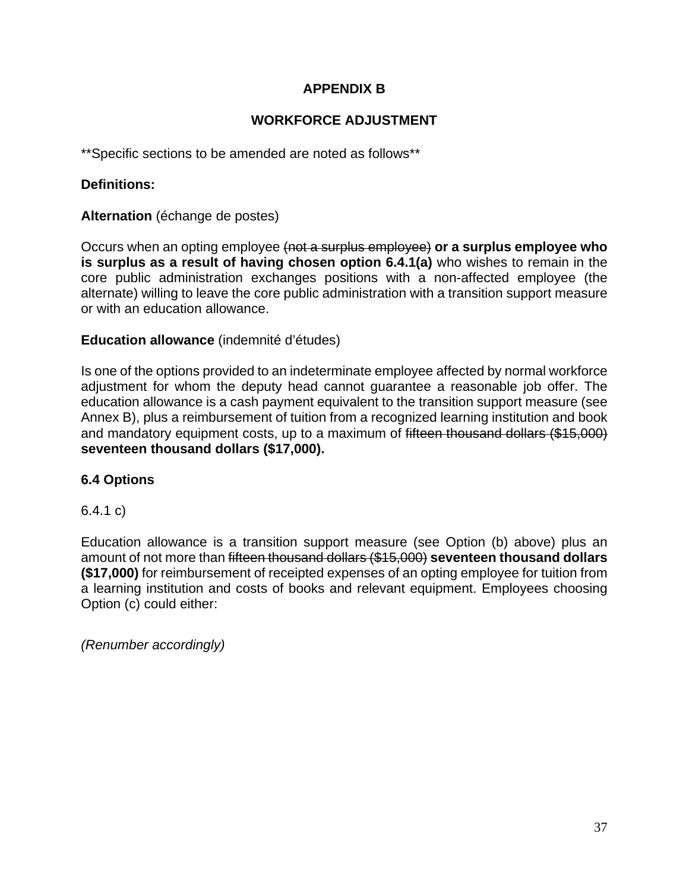# APPENDIX B

## WORKFORCE ADJUSTMENT

\*\*Specific sections to be amended are noted as follows\*\*

**Definitions:**

**Alternation** (échange de postes)

Occurs when an opting employee ~~(not a surplus employee)~~ **or a surplus employee who is surplus as a result of having chosen option 6.4.1(a)** who wishes to remain in the core public administration exchanges positions with a non-affected employee (the alternate) willing to leave the core public administration with a transition support measure or with an education allowance.

**Education allowance** (indemnité d'études)

Is one of the options provided to an indeterminate employee affected by normal workforce adjustment for whom the deputy head cannot guarantee a reasonable job offer. The education allowance is a cash payment equivalent to the transition support measure (see Annex B), plus a reimbursement of tuition from a recognized learning institution and book and mandatory equipment costs, up to a maximum of ~~fifteen thousand dollars ($15,000)~~ **seventeen thousand dollars ($17,000).**

**6.4 Options**

6.4.1 c)

Education allowance is a transition support measure (see Option (b) above) plus an amount of not more than ~~fifteen thousand dollars ($15,000)~~ **seventeen thousand dollars ($17,000)** for reimbursement of receipted expenses of an opting employee for tuition from a learning institution and costs of books and relevant equipment. Employees choosing Option (c) could either:

*(Renumber accordingly)*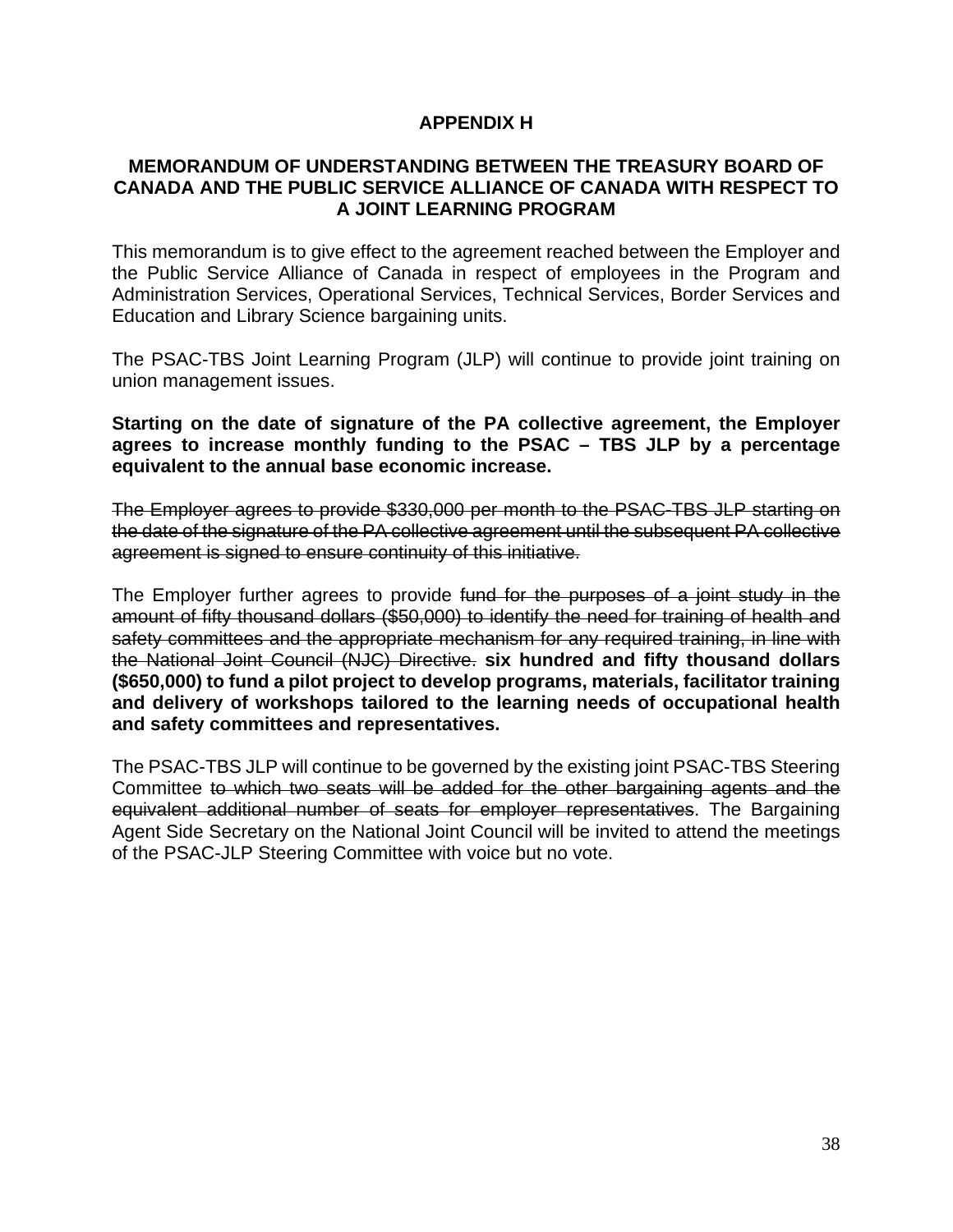## APPENDIX H

### MEMORANDUM OF UNDERSTANDING BETWEEN THE TREASURY BOARD OF CANADA AND THE PUBLIC SERVICE ALLIANCE OF CANADA WITH RESPECT TO A JOINT LEARNING PROGRAM

This memorandum is to give effect to the agreement reached between the Employer and the Public Service Alliance of Canada in respect of employees in the Program and Administration Services, Operational Services, Technical Services, Border Services and Education and Library Science bargaining units.

The PSAC-TBS Joint Learning Program (JLP) will continue to provide joint training on union management issues.

**Starting on the date of signature of the PA collective agreement, the Employer agrees to increase monthly funding to the PSAC – TBS JLP by a percentage equivalent to the annual base economic increase.**

~~The Employer agrees to provide $330,000 per month to the PSAC-TBS JLP starting on the date of the signature of the PA collective agreement until the subsequent PA collective agreement is signed to ensure continuity of this initiative.~~

The Employer further agrees to provide ~~fund for the purposes of a joint study in the amount of fifty thousand dollars ($50,000) to identify the need for training of health and safety committees and the appropriate mechanism for any required training, in line with the National Joint Council (NJC) Directive.~~ **six hundred and fifty thousand dollars ($650,000) to fund a pilot project to develop programs, materials, facilitator training and delivery of workshops tailored to the learning needs of occupational health and safety committees and representatives.**

The PSAC-TBS JLP will continue to be governed by the existing joint PSAC-TBS Steering Committee ~~to which two seats will be added for the other bargaining agents and the equivalent additional number of seats for employer representatives~~. The Bargaining Agent Side Secretary on the National Joint Council will be invited to attend the meetings of the PSAC-JLP Steering Committee with voice but no vote.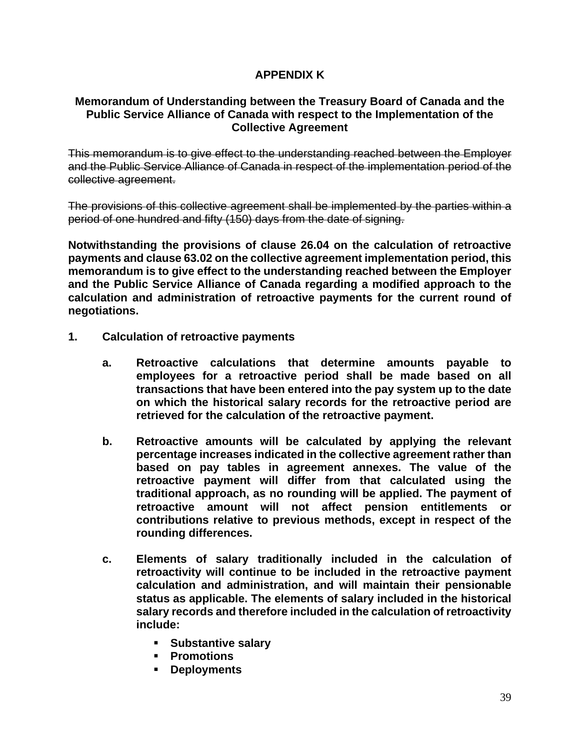## APPENDIX K

### Memorandum of Understanding between the Treasury Board of Canada and the Public Service Alliance of Canada with respect to the Implementation of the Collective Agreement

~~This memorandum is to give effect to the understanding reached between the Employer and the Public Service Alliance of Canada in respect of the implementation period of the collective agreement.~~

~~The provisions of this collective agreement shall be implemented by the parties within a period of one hundred and fifty (150) days from the date of signing.~~

**Notwithstanding the provisions of clause 26.04 on the calculation of retroactive payments and clause 63.02 on the collective agreement implementation period, this memorandum is to give effect to the understanding reached between the Employer and the Public Service Alliance of Canada regarding a modified approach to the calculation and administration of retroactive payments for the current round of negotiations.**

**1. Calculation of retroactive payments**

**a. Retroactive calculations that determine amounts payable to employees for a retroactive period shall be made based on all transactions that have been entered into the pay system up to the date on which the historical salary records for the retroactive period are retrieved for the calculation of the retroactive payment.**

**b. Retroactive amounts will be calculated by applying the relevant percentage increases indicated in the collective agreement rather than based on pay tables in agreement annexes. The value of the retroactive payment will differ from that calculated using the traditional approach, as no rounding will be applied. The payment of retroactive amount will not affect pension entitlements or contributions relative to previous methods, except in respect of the rounding differences.**

**c. Elements of salary traditionally included in the calculation of retroactivity will continue to be included in the retroactive payment calculation and administration, and will maintain their pensionable status as applicable. The elements of salary included in the historical salary records and therefore included in the calculation of retroactivity include:**

- **Substantive salary**
- **Promotions**
- **Deployments**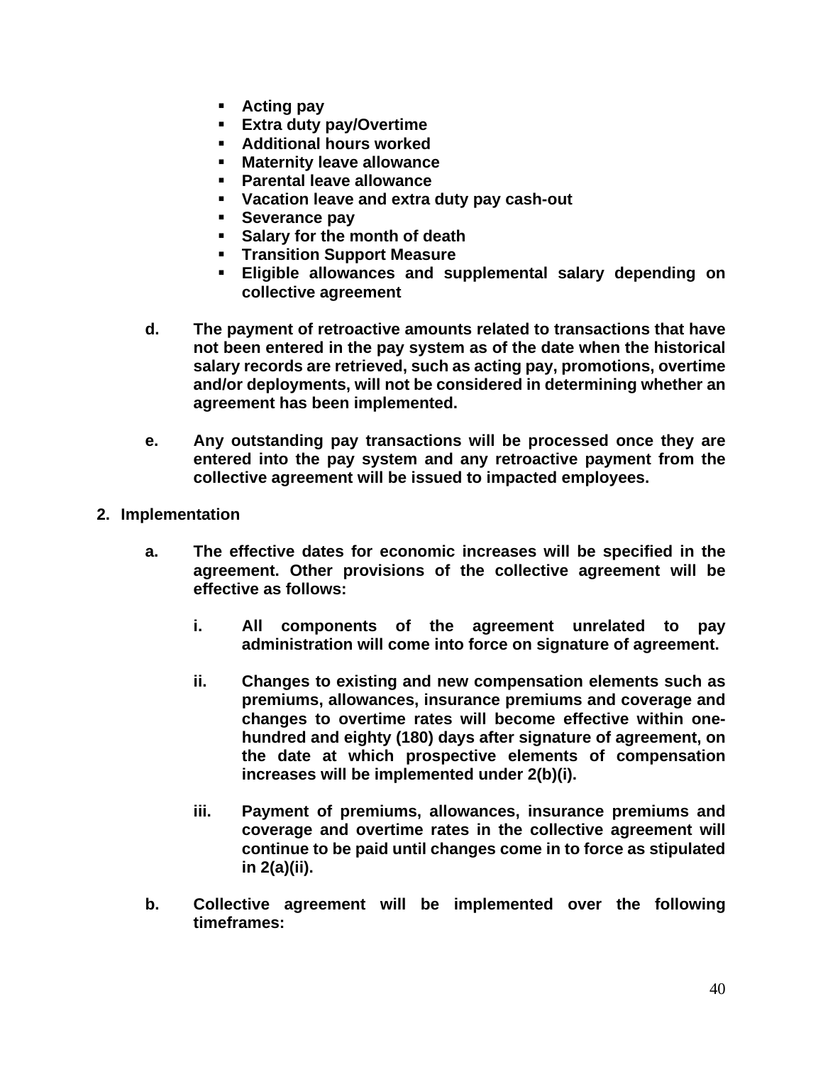- **Acting pay**
- **Extra duty pay/Overtime**
- **Additional hours worked**
- **Maternity leave allowance**
- **Parental leave allowance**
- **Vacation leave and extra duty pay cash-out**
- **Severance pay**
- **Salary for the month of death**
- **Transition Support Measure**
- **Eligible allowances and supplemental salary depending on collective agreement**

**d.** **The payment of retroactive amounts related to transactions that have not been entered in the pay system as of the date when the historical salary records are retrieved, such as acting pay, promotions, overtime and/or deployments, will not be considered in determining whether an agreement has been implemented.**

**e.** **Any outstanding pay transactions will be processed once they are entered into the pay system and any retroactive payment from the collective agreement will be issued to impacted employees.**

**2. Implementation**

**a.** **The effective dates for economic increases will be specified in the agreement. Other provisions of the collective agreement will be effective as follows:**

**i.** **All components of the agreement unrelated to pay administration will come into force on signature of agreement.**

**ii.** **Changes to existing and new compensation elements such as premiums, allowances, insurance premiums and coverage and changes to overtime rates will become effective within one-hundred and eighty (180) days after signature of agreement, on the date at which prospective elements of compensation increases will be implemented under 2(b)(i).**

**iii.** **Payment of premiums, allowances, insurance premiums and coverage and overtime rates in the collective agreement will continue to be paid until changes come in to force as stipulated in 2(a)(ii).**

**b.** **Collective agreement will be implemented over the following timeframes:**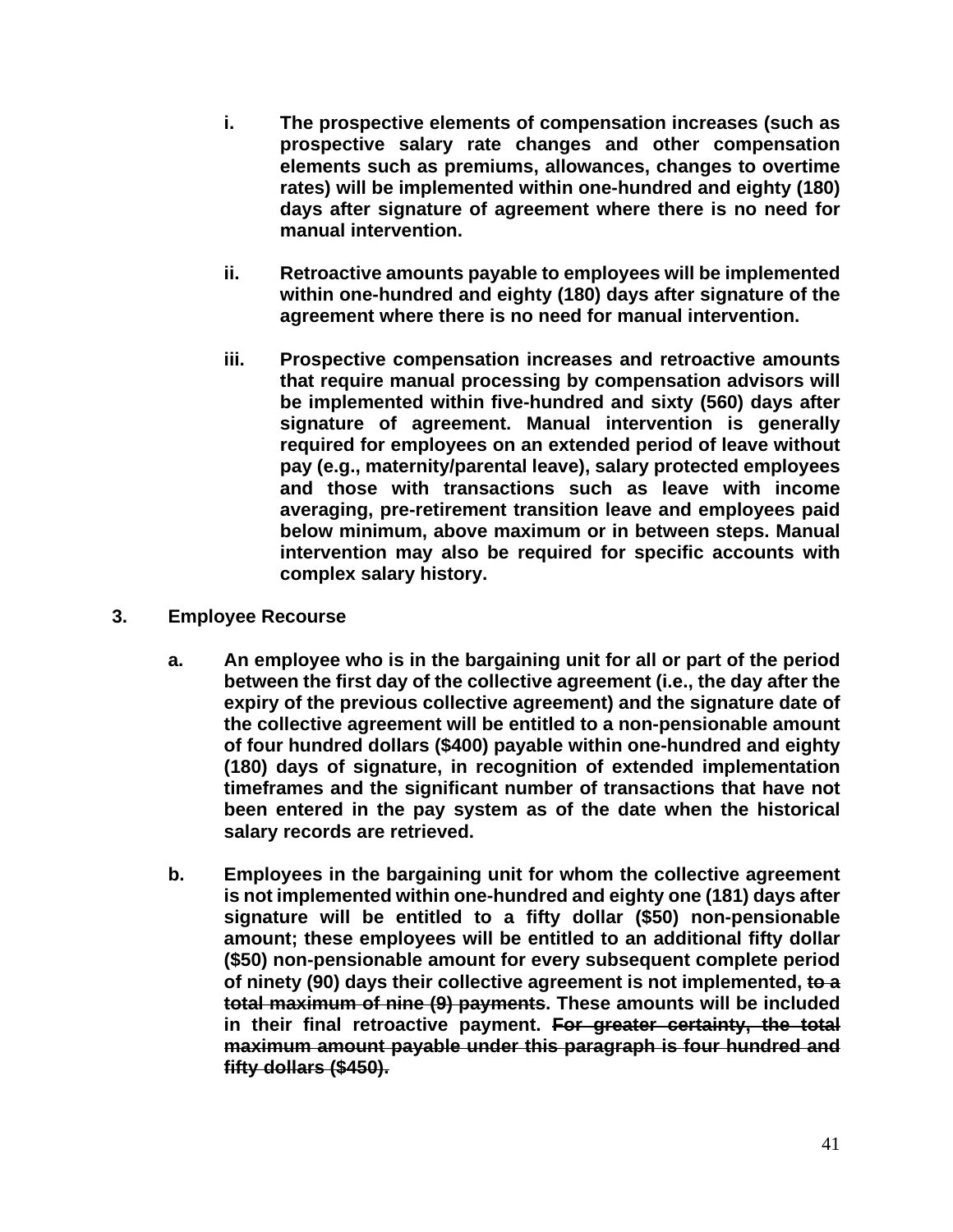i. **The prospective elements of compensation increases (such as prospective salary rate changes and other compensation elements such as premiums, allowances, changes to overtime rates) will be implemented within one-hundred and eighty (180) days after signature of agreement where there is no need for manual intervention.**

ii. **Retroactive amounts payable to employees will be implemented within one-hundred and eighty (180) days after signature of the agreement where there is no need for manual intervention.**

iii. **Prospective compensation increases and retroactive amounts that require manual processing by compensation advisors will be implemented within five-hundred and sixty (560) days after signature of agreement. Manual intervention is generally required for employees on an extended period of leave without pay (e.g., maternity/parental leave), salary protected employees and those with transactions such as leave with income averaging, pre-retirement transition leave and employees paid below minimum, above maximum or in between steps. Manual intervention may also be required for specific accounts with complex salary history.**

**3. Employee Recourse**

a. **An employee who is in the bargaining unit for all or part of the period between the first day of the collective agreement (i.e., the day after the expiry of the previous collective agreement) and the signature date of the collective agreement will be entitled to a non-pensionable amount of four hundred dollars ($400) payable within one-hundred and eighty (180) days of signature, in recognition of extended implementation timeframes and the significant number of transactions that have not been entered in the pay system as of the date when the historical salary records are retrieved.**

b. **Employees in the bargaining unit for whom the collective agreement is not implemented within one-hundred and eighty one (181) days after signature will be entitled to a fifty dollar ($50) non-pensionable amount; these employees will be entitled to an additional fifty dollar ($50) non-pensionable amount for every subsequent complete period of ninety (90) days their collective agreement is not implemented, ~~to a total maximum of nine (9) payments~~. These amounts will be included in their final retroactive payment. ~~For greater certainty, the total maximum amount payable under this paragraph is four hundred and fifty dollars ($450).~~**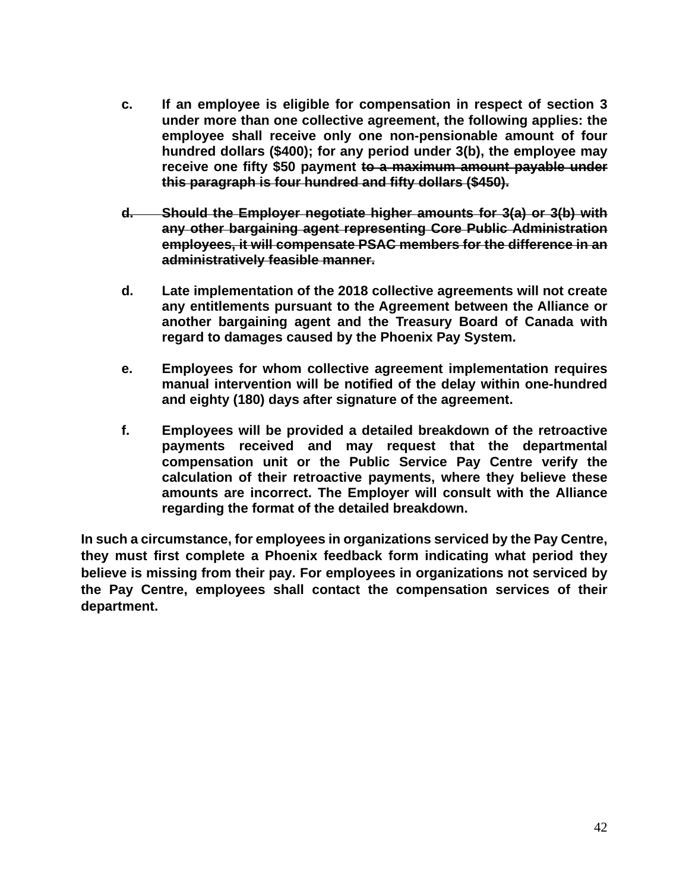c. **If an employee is eligible for compensation in respect of section 3 under more than one collective agreement, the following applies: the employee shall receive only one non-pensionable amount of four hundred dollars ($400); for any period under 3(b), the employee may receive one fifty $50 payment ~~to a maximum amount payable under this paragraph is four hundred and fifty dollars ($450).~~**

~~**d. Should the Employer negotiate higher amounts for 3(a) or 3(b) with any other bargaining agent representing Core Public Administration employees, it will compensate PSAC members for the difference in an administratively feasible manner.**~~

d. **Late implementation of the 2018 collective agreements will not create any entitlements pursuant to the Agreement between the Alliance or another bargaining agent and the Treasury Board of Canada with regard to damages caused by the Phoenix Pay System.**

e. **Employees for whom collective agreement implementation requires manual intervention will be notified of the delay within one-hundred and eighty (180) days after signature of the agreement.**

f. **Employees will be provided a detailed breakdown of the retroactive payments received and may request that the departmental compensation unit or the Public Service Pay Centre verify the calculation of their retroactive payments, where they believe these amounts are incorrect. The Employer will consult with the Alliance regarding the format of the detailed breakdown.**

**In such a circumstance, for employees in organizations serviced by the Pay Centre, they must first complete a Phoenix feedback form indicating what period they believe is missing from their pay. For employees in organizations not serviced by the Pay Centre, employees shall contact the compensation services of their department.**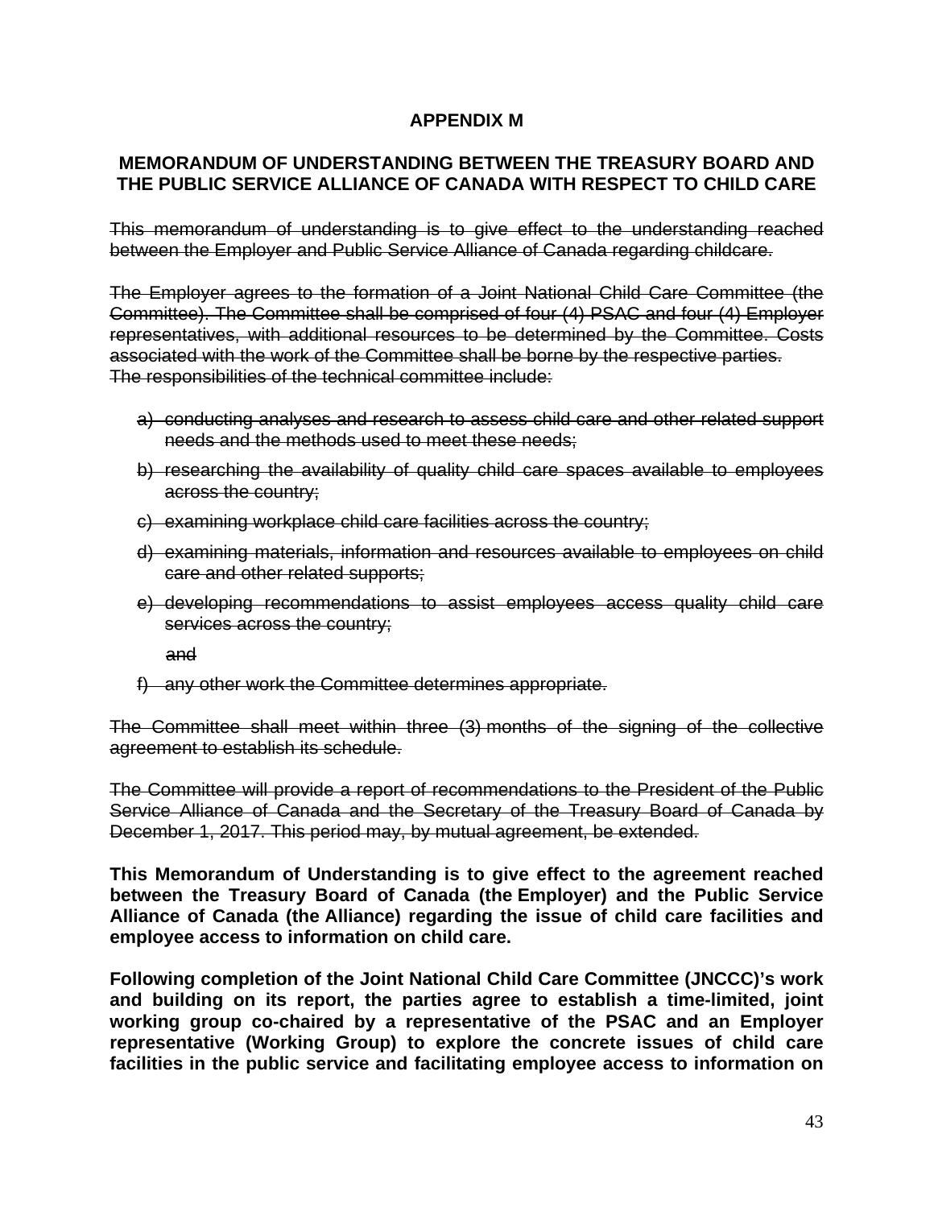## APPENDIX M

## MEMORANDUM OF UNDERSTANDING BETWEEN THE TREASURY BOARD AND THE PUBLIC SERVICE ALLIANCE OF CANADA WITH RESPECT TO CHILD CARE

~~This memorandum of understanding is to give effect to the understanding reached between the Employer and Public Service Alliance of Canada regarding childcare.~~

~~The Employer agrees to the formation of a Joint National Child Care Committee (the Committee). The Committee shall be comprised of four (4) PSAC and four (4) Employer representatives, with additional resources to be determined by the Committee. Costs associated with the work of the Committee shall be borne by the respective parties.~~
~~The responsibilities of the technical committee include:~~

a) ~~conducting analyses and research to assess child care and other related support needs and the methods used to meet these needs;~~
b) ~~researching the availability of quality child care spaces available to employees across the country;~~
c) ~~examining workplace child care facilities across the country;~~
d) ~~examining materials, information and resources available to employees on child care and other related supports;~~
e) ~~developing recommendations to assist employees access quality child care services across the country;~~

    ~~and~~

f) ~~any other work the Committee determines appropriate.~~

~~The Committee shall meet within three (3) months of the signing of the collective agreement to establish its schedule.~~

~~The Committee will provide a report of recommendations to the President of the Public Service Alliance of Canada and the Secretary of the Treasury Board of Canada by December 1, 2017. This period may, by mutual agreement, be extended.~~

**This Memorandum of Understanding is to give effect to the agreement reached between the Treasury Board of Canada (the Employer) and the Public Service Alliance of Canada (the Alliance) regarding the issue of child care facilities and employee access to information on child care.**

**Following completion of the Joint National Child Care Committee (JNCCC)'s work and building on its report, the parties agree to establish a time-limited, joint working group co-chaired by a representative of the PSAC and an Employer representative (Working Group) to explore the concrete issues of child care facilities in the public service and facilitating employee access to information on**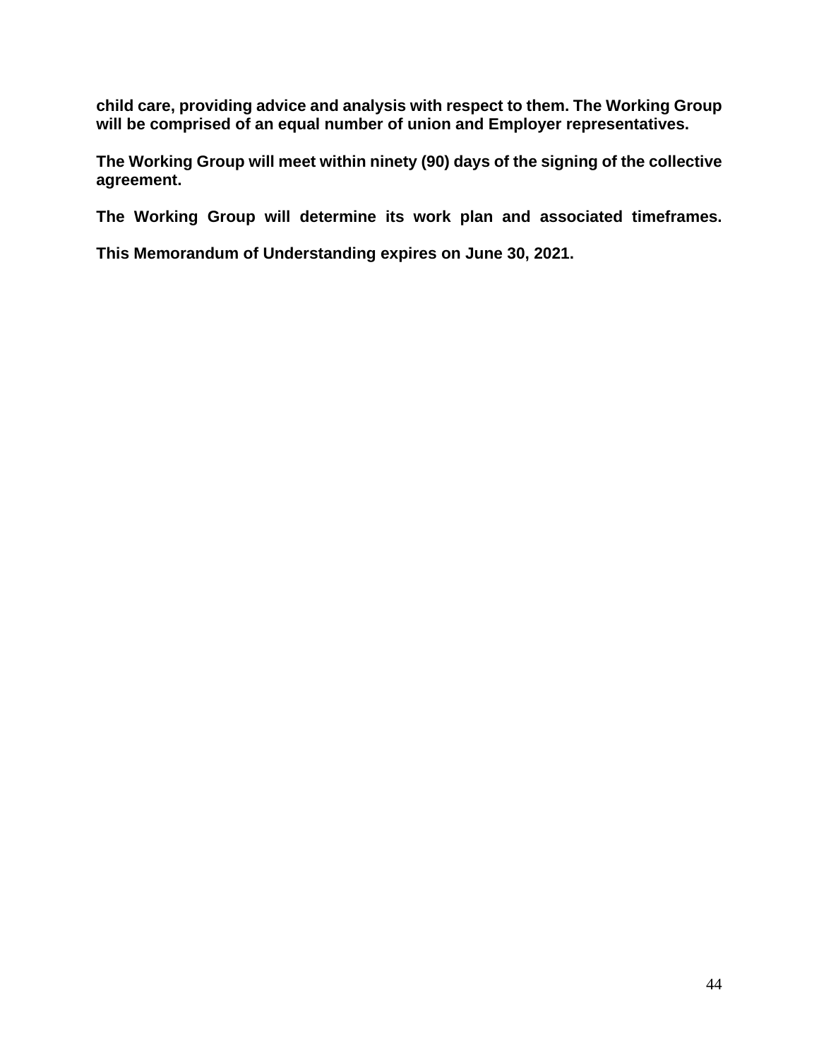**child care, providing advice and analysis with respect to them. The Working Group will be comprised of an equal number of union and Employer representatives.**

**The Working Group will meet within ninety (90) days of the signing of the collective agreement.**

**The Working Group will determine its work plan and associated timeframes.**

**This Memorandum of Understanding expires on June 30, 2021.**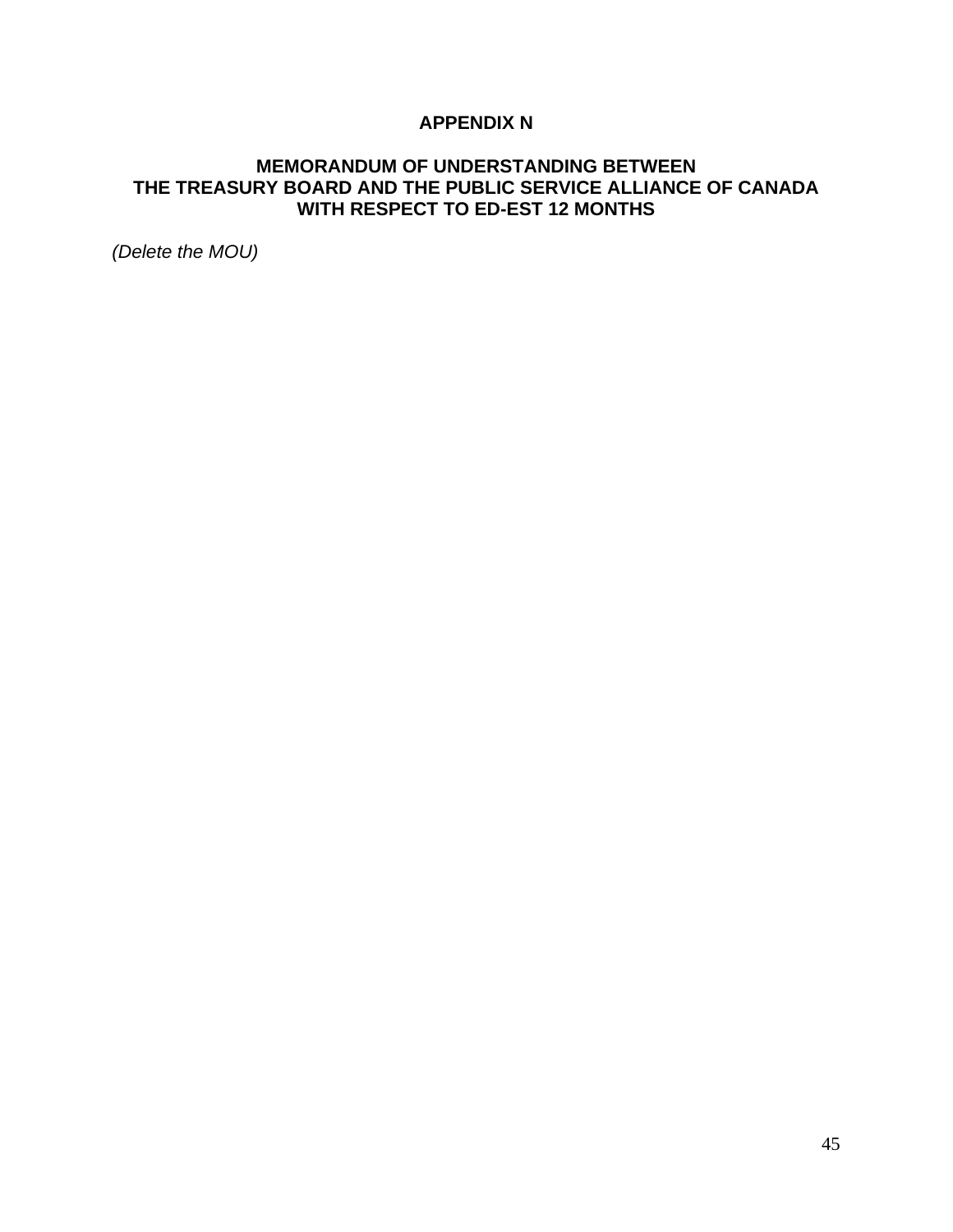## APPENDIX N

### MEMORANDUM OF UNDERSTANDING BETWEEN THE TREASURY BOARD AND THE PUBLIC SERVICE ALLIANCE OF CANADA WITH RESPECT TO ED-EST 12 MONTHS

*(Delete the MOU)*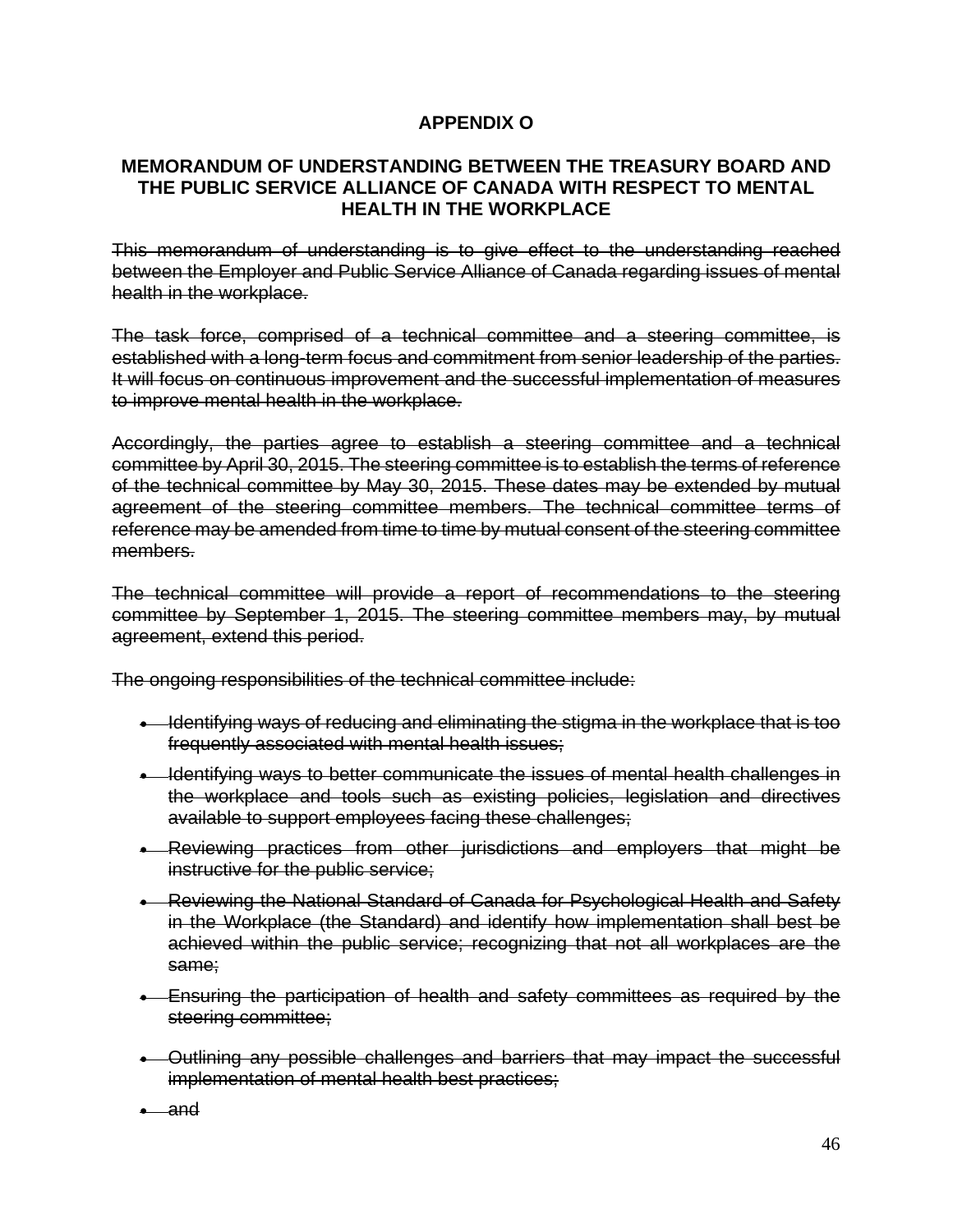**APPENDIX O**

**MEMORANDUM OF UNDERSTANDING BETWEEN THE TREASURY BOARD AND THE PUBLIC SERVICE ALLIANCE OF CANADA WITH RESPECT TO MENTAL HEALTH IN THE WORKPLACE**

~~This memorandum of understanding is to give effect to the understanding reached between the Employer and Public Service Alliance of Canada regarding issues of mental health in the workplace.~~

~~The task force, comprised of a technical committee and a steering committee, is established with a long-term focus and commitment from senior leadership of the parties. It will focus on continuous improvement and the successful implementation of measures to improve mental health in the workplace.~~

~~Accordingly, the parties agree to establish a steering committee and a technical committee by April 30, 2015. The steering committee is to establish the terms of reference of the technical committee by May 30, 2015. These dates may be extended by mutual agreement of the steering committee members. The technical committee terms of reference may be amended from time to time by mutual consent of the steering committee members.~~

~~The technical committee will provide a report of recommendations to the steering committee by September 1, 2015. The steering committee members may, by mutual agreement, extend this period.~~

~~The ongoing responsibilities of the technical committee include:~~

- ~~Identifying ways of reducing and eliminating the stigma in the workplace that is too frequently associated with mental health issues;~~
- ~~Identifying ways to better communicate the issues of mental health challenges in the workplace and tools such as existing policies, legislation and directives available to support employees facing these challenges;~~
- ~~Reviewing practices from other jurisdictions and employers that might be instructive for the public service;~~
- ~~Reviewing the National Standard of Canada for Psychological Health and Safety in the Workplace (the Standard) and identify how implementation shall best be achieved within the public service; recognizing that not all workplaces are the same;~~
- ~~Ensuring the participation of health and safety committees as required by the steering committee;~~
- ~~Outlining any possible challenges and barriers that may impact the successful implementation of mental health best practices;~~
- ~~and~~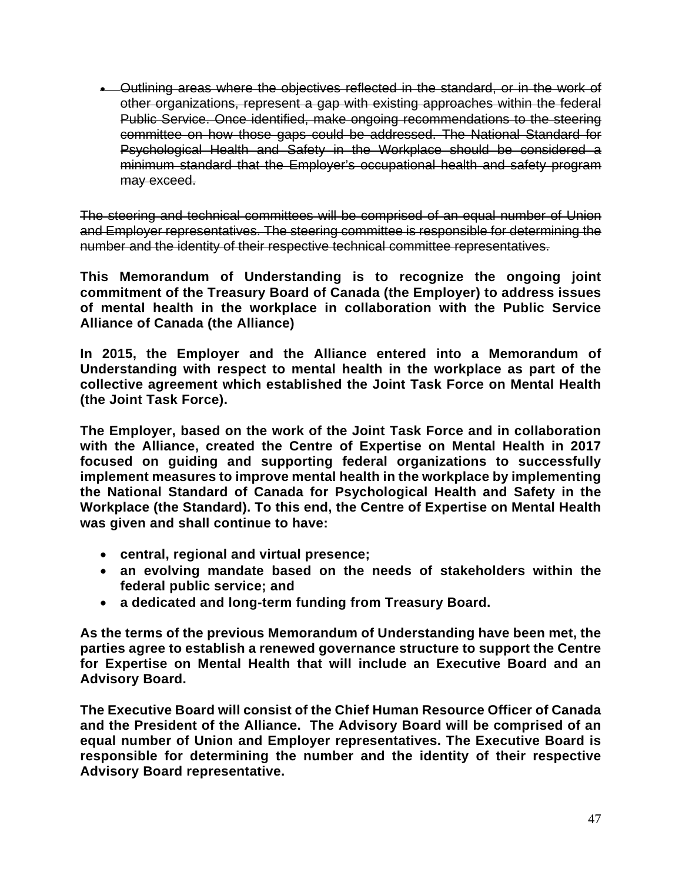- ~~Outlining areas where the objectives reflected in the standard, or in the work of other organizations, represent a gap with existing approaches within the federal Public Service. Once identified, make ongoing recommendations to the steering committee on how those gaps could be addressed. The National Standard for Psychological Health and Safety in the Workplace should be considered a minimum standard that the Employer's occupational health and safety program may exceed.~~

~~The steering and technical committees will be comprised of an equal number of Union and Employer representatives. The steering committee is responsible for determining the number and the identity of their respective technical committee representatives.~~

**This Memorandum of Understanding is to recognize the ongoing joint commitment of the Treasury Board of Canada (the Employer) to address issues of mental health in the workplace in collaboration with the Public Service Alliance of Canada (the Alliance)**

**In 2015, the Employer and the Alliance entered into a Memorandum of Understanding with respect to mental health in the workplace as part of the collective agreement which established the Joint Task Force on Mental Health (the Joint Task Force).**

**The Employer, based on the work of the Joint Task Force and in collaboration with the Alliance, created the Centre of Expertise on Mental Health in 2017 focused on guiding and supporting federal organizations to successfully implement measures to improve mental health in the workplace by implementing the National Standard of Canada for Psychological Health and Safety in the Workplace (the Standard). To this end, the Centre of Expertise on Mental Health was given and shall continue to have:**

- **central, regional and virtual presence;**
- **an evolving mandate based on the needs of stakeholders within the federal public service; and**
- **a dedicated and long-term funding from Treasury Board.**

**As the terms of the previous Memorandum of Understanding have been met, the parties agree to establish a renewed governance structure to support the Centre for Expertise on Mental Health that will include an Executive Board and an Advisory Board.**

**The Executive Board will consist of the Chief Human Resource Officer of Canada and the President of the Alliance. The Advisory Board will be comprised of an equal number of Union and Employer representatives. The Executive Board is responsible for determining the number and the identity of their respective Advisory Board representative.**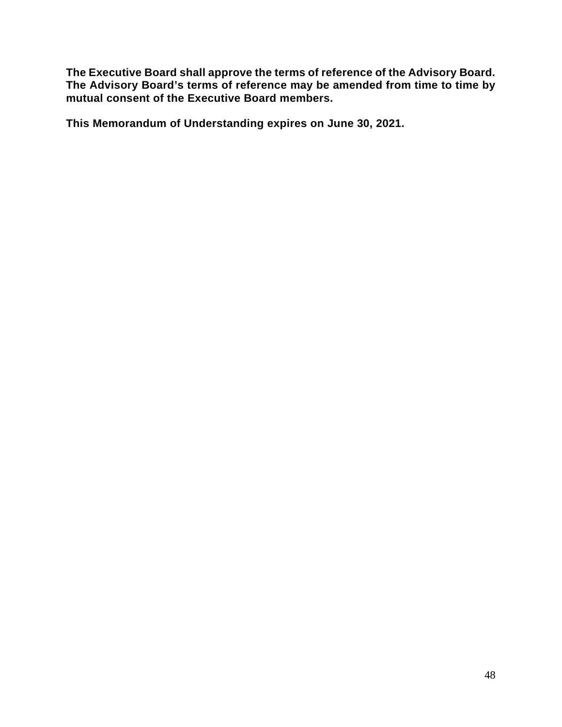**The Executive Board shall approve the terms of reference of the Advisory Board. The Advisory Board's terms of reference may be amended from time to time by mutual consent of the Executive Board members.**

**This Memorandum of Understanding expires on June 30, 2021.**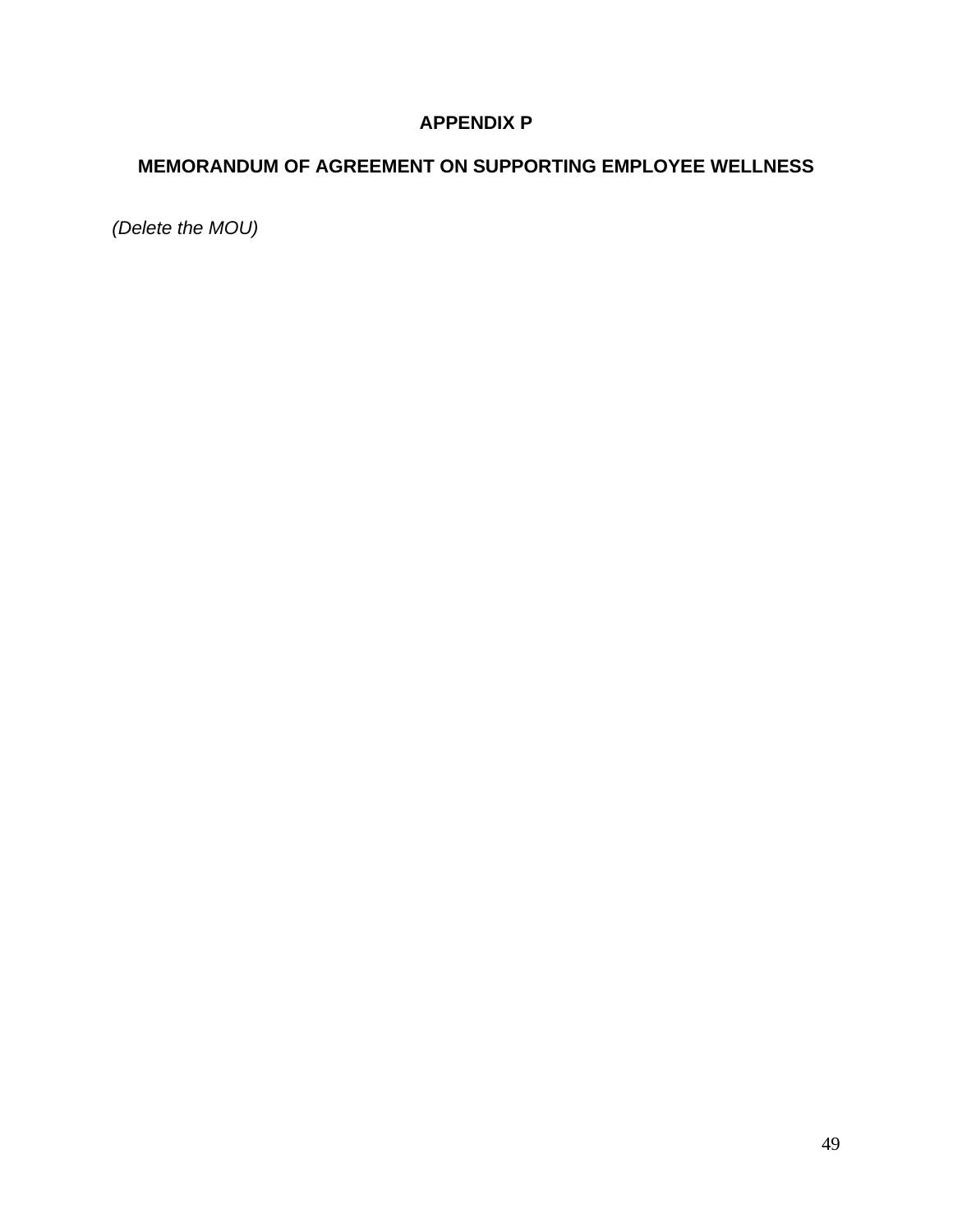## APPENDIX P

## MEMORANDUM OF AGREEMENT ON SUPPORTING EMPLOYEE WELLNESS

*(Delete the MOU)*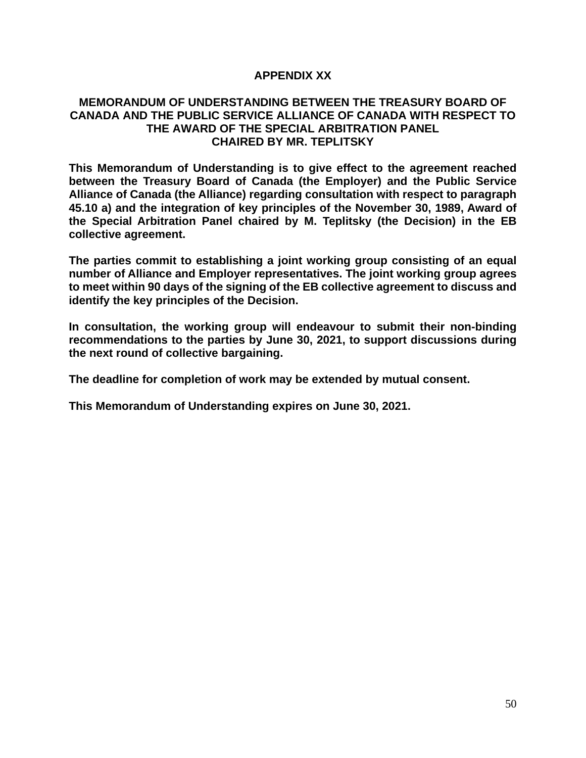# APPENDIX XX

## MEMORANDUM OF UNDERSTANDING BETWEEN THE TREASURY BOARD OF CANADA AND THE PUBLIC SERVICE ALLIANCE OF CANADA WITH RESPECT TO THE AWARD OF THE SPECIAL ARBITRATION PANEL CHAIRED BY MR. TEPLITSKY

**This Memorandum of Understanding is to give effect to the agreement reached between the Treasury Board of Canada (the Employer) and the Public Service Alliance of Canada (the Alliance) regarding consultation with respect to paragraph 45.10 a) and the integration of key principles of the November 30, 1989, Award of the Special Arbitration Panel chaired by M. Teplitsky (the Decision) in the EB collective agreement.**

**The parties commit to establishing a joint working group consisting of an equal number of Alliance and Employer representatives. The joint working group agrees to meet within 90 days of the signing of the EB collective agreement to discuss and identify the key principles of the Decision.**

**In consultation, the working group will endeavour to submit their non-binding recommendations to the parties by June 30, 2021, to support discussions during the next round of collective bargaining.**

**The deadline for completion of work may be extended by mutual consent.**

**This Memorandum of Understanding expires on June 30, 2021.**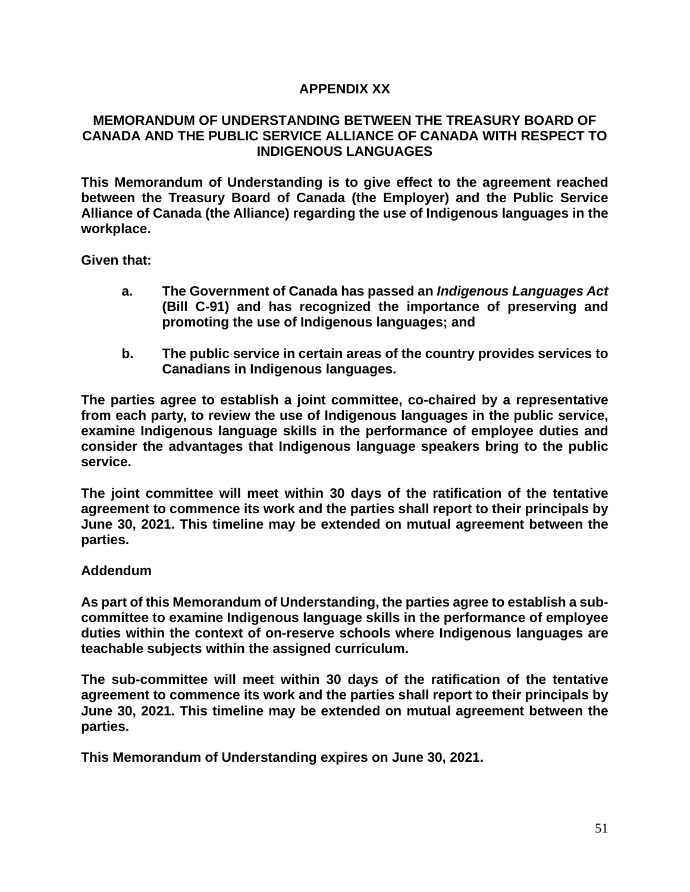# APPENDIX XX

## MEMORANDUM OF UNDERSTANDING BETWEEN THE TREASURY BOARD OF CANADA AND THE PUBLIC SERVICE ALLIANCE OF CANADA WITH RESPECT TO INDIGENOUS LANGUAGES

**This Memorandum of Understanding is to give effect to the agreement reached between the Treasury Board of Canada (the Employer) and the Public Service Alliance of Canada (the Alliance) regarding the use of Indigenous languages in the workplace.**

**Given that:**

- **a. The Government of Canada has passed an *Indigenous Languages Act* (Bill C-91) and has recognized the importance of preserving and promoting the use of Indigenous languages; and**

- **b. The public service in certain areas of the country provides services to Canadians in Indigenous languages.**

**The parties agree to establish a joint committee, co-chaired by a representative from each party, to review the use of Indigenous languages in the public service, examine Indigenous language skills in the performance of employee duties and consider the advantages that Indigenous language speakers bring to the public service.**

**The joint committee will meet within 30 days of the ratification of the tentative agreement to commence its work and the parties shall report to their principals by June 30, 2021. This timeline may be extended on mutual agreement between the parties.**

**Addendum**

**As part of this Memorandum of Understanding, the parties agree to establish a sub-committee to examine Indigenous language skills in the performance of employee duties within the context of on-reserve schools where Indigenous languages are teachable subjects within the assigned curriculum.**

**The sub-committee will meet within 30 days of the ratification of the tentative agreement to commence its work and the parties shall report to their principals by June 30, 2021. This timeline may be extended on mutual agreement between the parties.**

**This Memorandum of Understanding expires on June 30, 2021.**